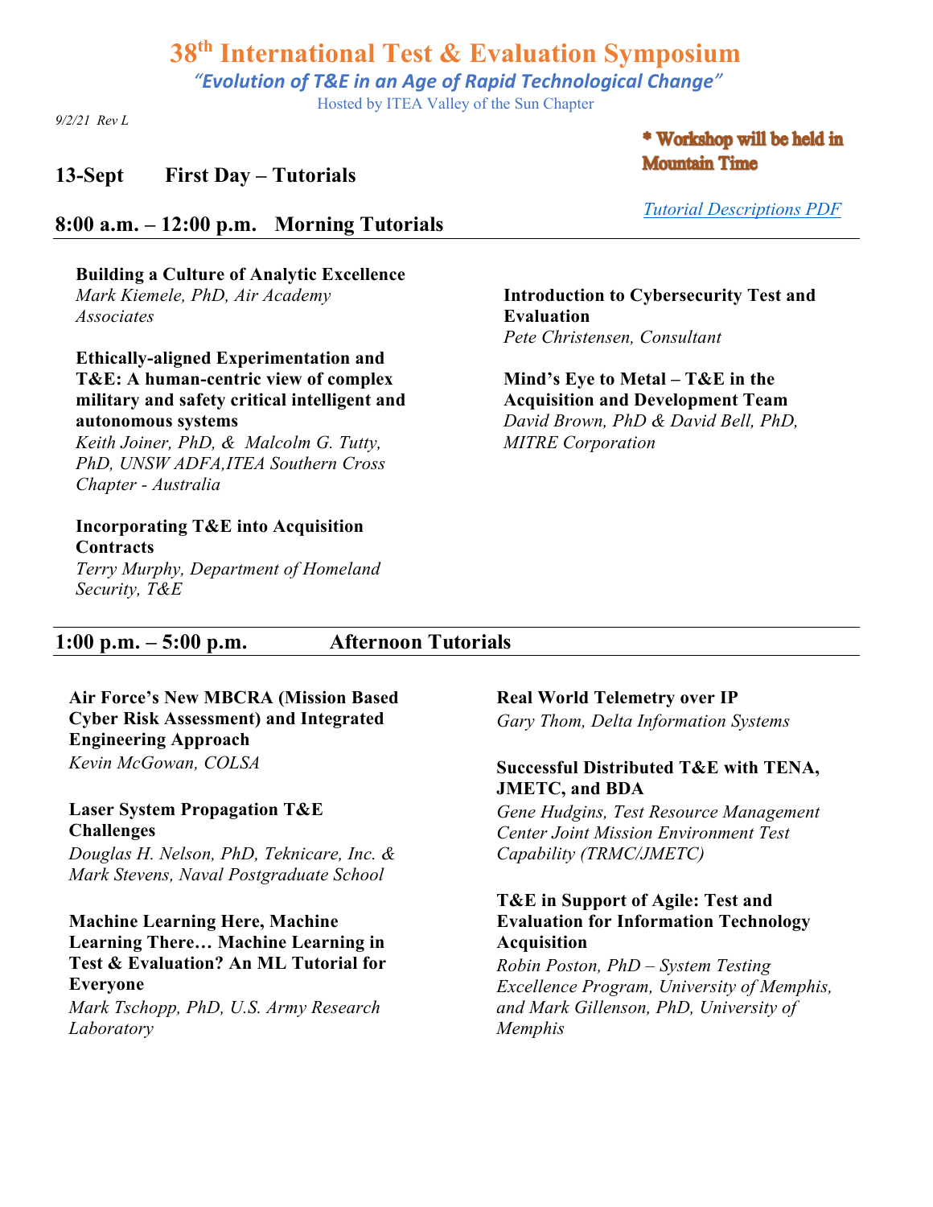# 38th International Test & Evaluation Symposium

*"Evolution of T&E in an Age of Rapid Technological Change"*

Hosted by ITEA Valley of the Sun Chapter

*9/2/21 Rev L*

**\* Workshop will be held in Mountain Time**

*Tutorial Descriptions PDF*

## 13-Sept First Day – Tutorials

### 8:00 a.m. – 12:00 p.m. Morning Tutorials

**Building a Culture of Analytic Excellence**
*Mark Kiemele, PhD, Air Academy Associates*

**Ethically-aligned Experimentation and T&E: A human-centric view of complex military and safety critical intelligent and autonomous systems**
*Keith Joiner, PhD, & Malcolm G. Tutty, PhD, UNSW ADFA,ITEA Southern Cross Chapter - Australia*

**Incorporating T&E into Acquisition Contracts**
*Terry Murphy, Department of Homeland Security, T&E*

**Introduction to Cybersecurity Test and Evaluation**
*Pete Christensen, Consultant*

**Mind's Eye to Metal – T&E in the Acquisition and Development Team**
*David Brown, PhD & David Bell, PhD, MITRE Corporation*

### 1:00 p.m. – 5:00 p.m. Afternoon Tutorials

**Air Force's New MBCRA (Mission Based Cyber Risk Assessment) and Integrated Engineering Approach**
*Kevin McGowan, COLSA*

**Laser System Propagation T&E Challenges**
*Douglas H. Nelson, PhD, Teknicare, Inc. & Mark Stevens, Naval Postgraduate School*

**Machine Learning Here, Machine Learning There… Machine Learning in Test & Evaluation? An ML Tutorial for Everyone**
*Mark Tschopp, PhD, U.S. Army Research Laboratory*

**Real World Telemetry over IP**
*Gary Thom, Delta Information Systems*

**Successful Distributed T&E with TENA, JMETC, and BDA**
*Gene Hudgins, Test Resource Management Center Joint Mission Environment Test Capability (TRMC/JMETC)*

**T&E in Support of Agile: Test and Evaluation for Information Technology Acquisition**
*Robin Poston, PhD – System Testing Excellence Program, University of Memphis, and Mark Gillenson, PhD, University of Memphis*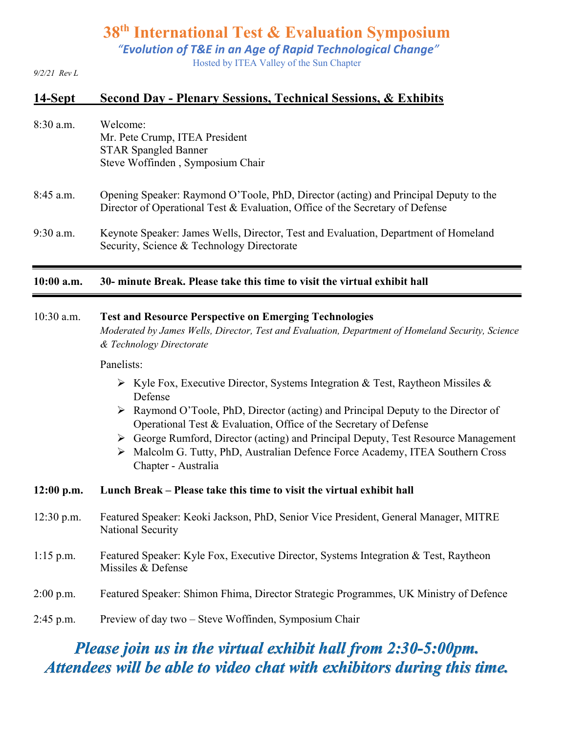# 38th International Test & Evaluation Symposium

*"Evolution of T&E in an Age of Rapid Technological Change"*

Hosted by ITEA Valley of the Sun Chapter

*9/2/21 Rev L*

## 14-Sept Second Day - Plenary Sessions, Technical Sessions, & Exhibits

8:30 a.m. Welcome:
Mr. Pete Crump, ITEA President
STAR Spangled Banner
Steve Woffinden , Symposium Chair

8:45 a.m. Opening Speaker: Raymond O'Toole, PhD, Director (acting) and Principal Deputy to the Director of Operational Test & Evaluation, Office of the Secretary of Defense

9:30 a.m. Keynote Speaker: James Wells, Director, Test and Evaluation, Department of Homeland Security, Science & Technology Directorate

**10:00 a.m. 30- minute Break. Please take this time to visit the virtual exhibit hall**

10:30 a.m. **Test and Resource Perspective on Emerging Technologies**
*Moderated by James Wells, Director, Test and Evaluation, Department of Homeland Security, Science & Technology Directorate*

Panelists:

- Kyle Fox, Executive Director, Systems Integration & Test, Raytheon Missiles & Defense
- Raymond O'Toole, PhD, Director (acting) and Principal Deputy to the Director of Operational Test & Evaluation, Office of the Secretary of Defense
- George Rumford, Director (acting) and Principal Deputy, Test Resource Management
- Malcolm G. Tutty, PhD, Australian Defence Force Academy, ITEA Southern Cross Chapter - Australia

**12:00 p.m. Lunch Break – Please take this time to visit the virtual exhibit hall**

12:30 p.m. Featured Speaker: Keoki Jackson, PhD, Senior Vice President, General Manager, MITRE National Security

1:15 p.m. Featured Speaker: Kyle Fox, Executive Director, Systems Integration & Test, Raytheon Missiles & Defense

2:00 p.m. Featured Speaker: Shimon Fhima, Director Strategic Programmes, UK Ministry of Defence

2:45 p.m. Preview of day two – Steve Woffinden, Symposium Chair

***Please join us in the virtual exhibit hall from 2:30-5:00pm. Attendees will be able to video chat with exhibitors during this time.***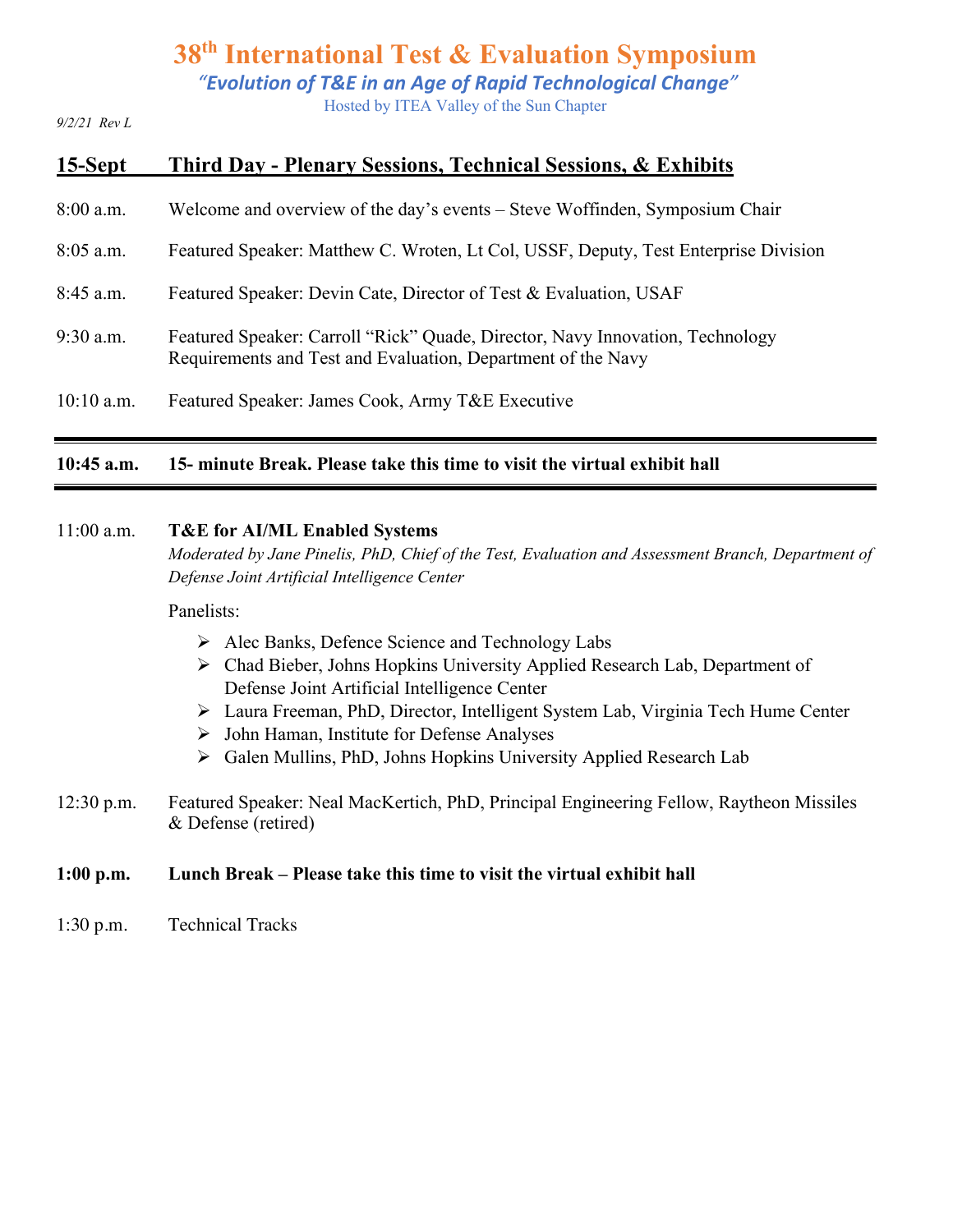# 38th International Test & Evaluation Symposium

*"Evolution of T&E in an Age of Rapid Technological Change"*

Hosted by ITEA Valley of the Sun Chapter

*9/2/21 Rev L*

## 15-Sept Third Day - Plenary Sessions, Technical Sessions, & Exhibits

8:00 a.m. Welcome and overview of the day's events – Steve Woffinden, Symposium Chair

8:05 a.m. Featured Speaker: Matthew C. Wroten, Lt Col, USSF, Deputy, Test Enterprise Division

8:45 a.m. Featured Speaker: Devin Cate, Director of Test & Evaluation, USAF

9:30 a.m. Featured Speaker: Carroll "Rick" Quade, Director, Navy Innovation, Technology Requirements and Test and Evaluation, Department of the Navy

10:10 a.m. Featured Speaker: James Cook, Army T&E Executive

---

**10:45 a.m. 15- minute Break. Please take this time to visit the virtual exhibit hall**

---

11:00 a.m. **T&E for AI/ML Enabled Systems**

*Moderated by Jane Pinelis, PhD, Chief of the Test, Evaluation and Assessment Branch, Department of Defense Joint Artificial Intelligence Center*

Panelists:

- Alec Banks, Defence Science and Technology Labs
- Chad Bieber, Johns Hopkins University Applied Research Lab, Department of Defense Joint Artificial Intelligence Center
- Laura Freeman, PhD, Director, Intelligent System Lab, Virginia Tech Hume Center
- John Haman, Institute for Defense Analyses
- Galen Mullins, PhD, Johns Hopkins University Applied Research Lab

12:30 p.m. Featured Speaker: Neal MacKertich, PhD, Principal Engineering Fellow, Raytheon Missiles & Defense (retired)

**1:00 p.m. Lunch Break – Please take this time to visit the virtual exhibit hall**

1:30 p.m. Technical Tracks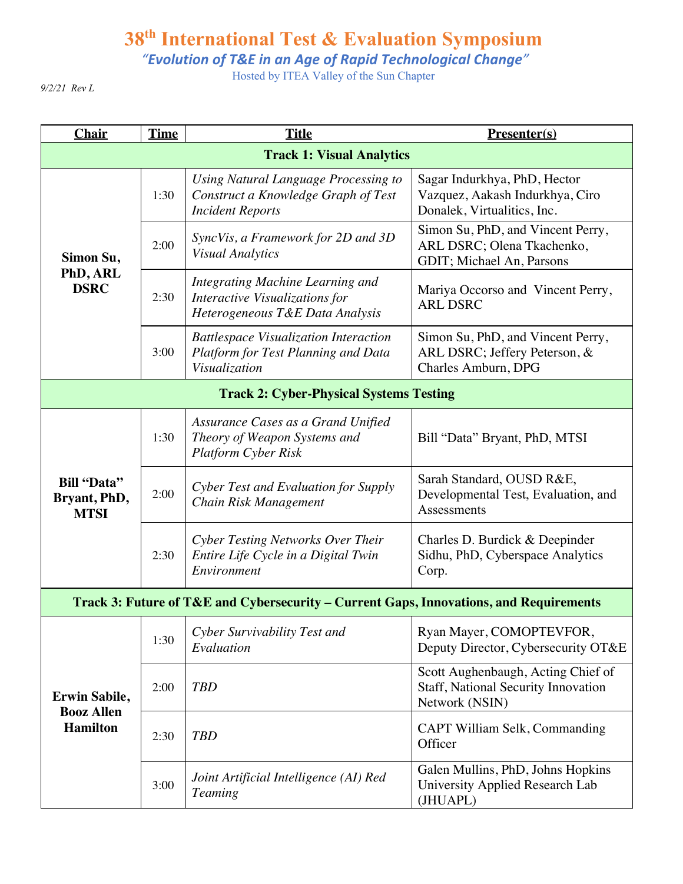# 38th International Test & Evaluation Symposium

*"Evolution of T&E in an Age of Rapid Technological Change"*

Hosted by ITEA Valley of the Sun Chapter

*9/2/21 Rev L*

| **Chair** | **Time** | **Title** | **Presenter(s)** |
|---|---|---|---|
| **Track 1: Visual Analytics** | | | |
| **Simon Su, PhD, ARL DSRC** | 1:30 | *Using Natural Language Processing to Construct a Knowledge Graph of Test Incident Reports* | Sagar Indurkhya, PhD, Hector Vazquez, Aakash Indurkhya, Ciro Donalek, Virtualitics, Inc. |
| | 2:00 | *SyncVis, a Framework for 2D and 3D Visual Analytics* | Simon Su, PhD, and Vincent Perry, ARL DSRC; Olena Tkachenko, GDIT; Michael An, Parsons |
| | 2:30 | *Integrating Machine Learning and Interactive Visualizations for Heterogeneous T&E Data Analysis* | Mariya Occorso and Vincent Perry, ARL DSRC |
| | 3:00 | *Battlespace Visualization Interaction Platform for Test Planning and Data Visualization* | Simon Su, PhD, and Vincent Perry, ARL DSRC; Jeffery Peterson, & Charles Amburn, DPG |
| **Track 2: Cyber-Physical Systems Testing** | | | |
| **Bill "Data" Bryant, PhD, MTSI** | 1:30 | *Assurance Cases as a Grand Unified Theory of Weapon Systems and Platform Cyber Risk* | Bill "Data" Bryant, PhD, MTSI |
| | 2:00 | *Cyber Test and Evaluation for Supply Chain Risk Management* | Sarah Standard, OUSD R&E, Developmental Test, Evaluation, and Assessments |
| | 2:30 | *Cyber Testing Networks Over Their Entire Life Cycle in a Digital Twin Environment* | Charles D. Burdick & Deepinder Sidhu, PhD, Cyberspace Analytics Corp. |
| **Track 3: Future of T&E and Cybersecurity – Current Gaps, Innovations, and Requirements** | | | |
| **Erwin Sabile, Booz Allen Hamilton** | 1:30 | *Cyber Survivability Test and Evaluation* | Ryan Mayer, COMOPTEVFOR, Deputy Director, Cybersecurity OT&E |
| | 2:00 | *TBD* | Scott Aughenbaugh, Acting Chief of Staff, National Security Innovation Network (NSIN) |
| | 2:30 | *TBD* | CAPT William Selk, Commanding Officer |
| | 3:00 | *Joint Artificial Intelligence (AI) Red Teaming* | Galen Mullins, PhD, Johns Hopkins University Applied Research Lab (JHUAPL) |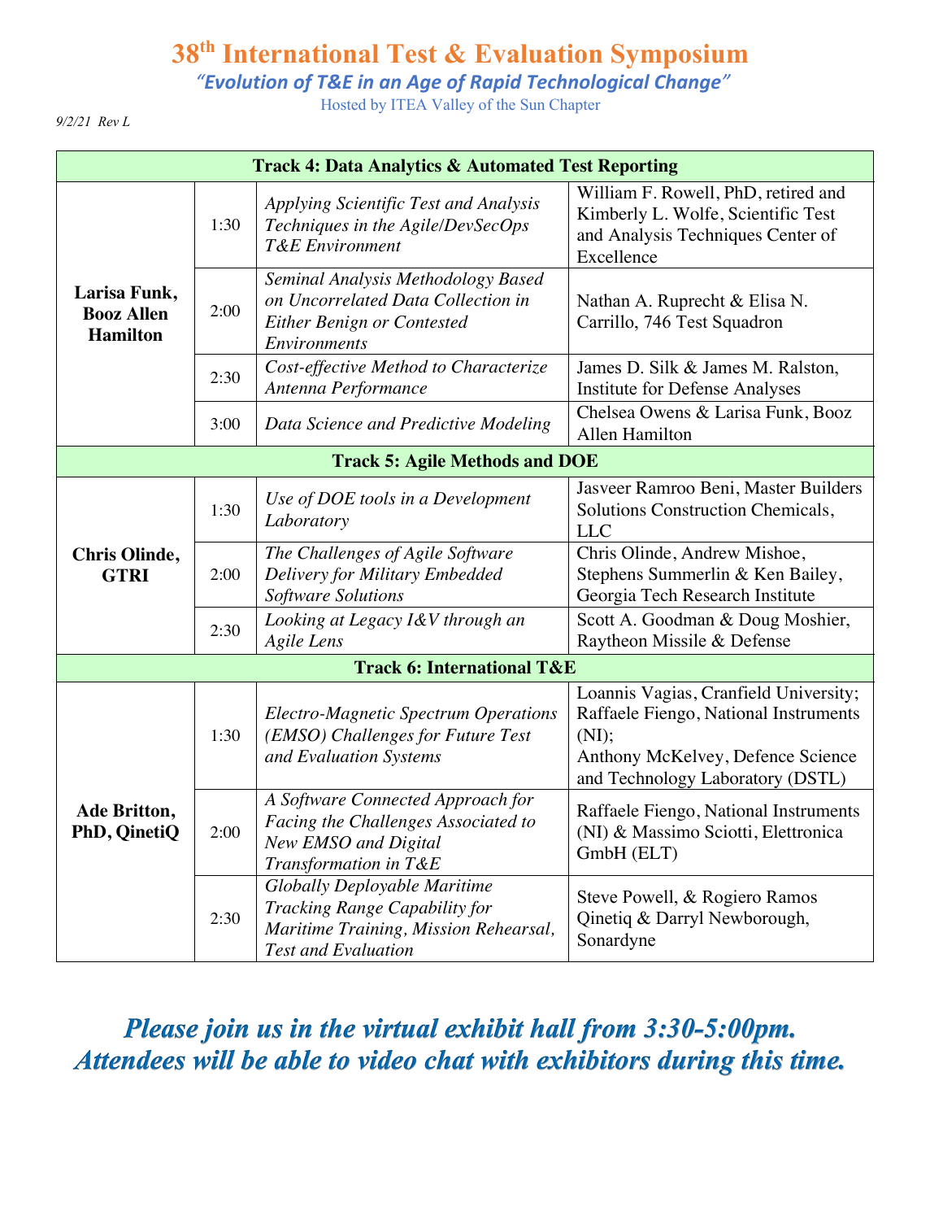# 38th International Test & Evaluation Symposium

*"Evolution of T&E in an Age of Rapid Technological Change"*

Hosted by ITEA Valley of the Sun Chapter

*9/2/21 Rev L*

| Track 4: Data Analytics & Automated Test Reporting | | | |
|---|---|---|---|
| **Larisa Funk, Booz Allen Hamilton** | 1:30 | *Applying Scientific Test and Analysis Techniques in the Agile/DevSecOps T&E Environment* | William F. Rowell, PhD, retired and Kimberly L. Wolfe, Scientific Test and Analysis Techniques Center of Excellence |
| | 2:00 | *Seminal Analysis Methodology Based on Uncorrelated Data Collection in Either Benign or Contested Environments* | Nathan A. Ruprecht & Elisa N. Carrillo, 746 Test Squadron |
| | 2:30 | *Cost-effective Method to Characterize Antenna Performance* | James D. Silk & James M. Ralston, Institute for Defense Analyses |
| | 3:00 | *Data Science and Predictive Modeling* | Chelsea Owens & Larisa Funk, Booz Allen Hamilton |
| **Track 5: Agile Methods and DOE** | | | |
| **Chris Olinde, GTRI** | 1:30 | *Use of DOE tools in a Development Laboratory* | Jasveer Ramroo Beni, Master Builders Solutions Construction Chemicals, LLC |
| | 2:00 | *The Challenges of Agile Software Delivery for Military Embedded Software Solutions* | Chris Olinde, Andrew Mishoe, Stephens Summerlin & Ken Bailey, Georgia Tech Research Institute |
| | 2:30 | *Looking at Legacy I&V through an Agile Lens* | Scott A. Goodman & Doug Moshier, Raytheon Missile & Defense |
| **Track 6: International T&E** | | | |
| **Ade Britton, PhD, QinetiQ** | 1:30 | *Electro-Magnetic Spectrum Operations (EMSO) Challenges for Future Test and Evaluation Systems* | Loannis Vagias, Cranfield University; Raffaele Fiengo, National Instruments (NI); Anthony McKelvey, Defence Science and Technology Laboratory (DSTL) |
| | 2:00 | *A Software Connected Approach for Facing the Challenges Associated to New EMSO and Digital Transformation in T&E* | Raffaele Fiengo, National Instruments (NI) & Massimo Sciotti, Elettronica GmbH (ELT) |
| | 2:30 | *Globally Deployable Maritime Tracking Range Capability for Maritime Training, Mission Rehearsal, Test and Evaluation* | Steve Powell, & Rogiero Ramos Qinetiq & Darryl Newborough, Sonardyne |

***Please join us in the virtual exhibit hall from 3:30-5:00pm. Attendees will be able to video chat with exhibitors during this time.***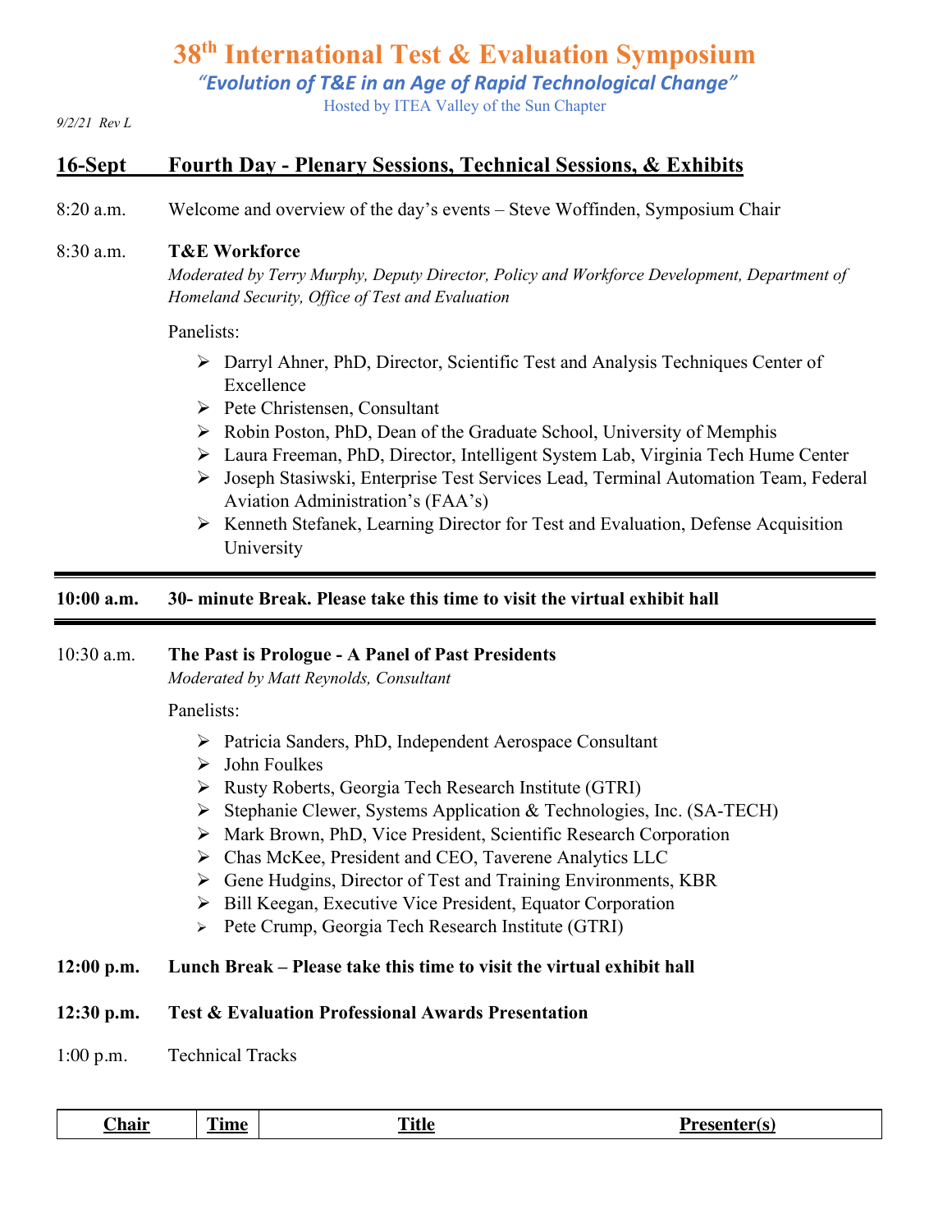# 38th International Test & Evaluation Symposium

*"Evolution of T&E in an Age of Rapid Technological Change"*

Hosted by ITEA Valley of the Sun Chapter

*9/2/21 Rev L*

## 16-Sept Fourth Day - Plenary Sessions, Technical Sessions, & Exhibits

8:20 a.m. Welcome and overview of the day's events – Steve Woffinden, Symposium Chair

8:30 a.m. **T&E Workforce**

*Moderated by Terry Murphy, Deputy Director, Policy and Workforce Development, Department of Homeland Security, Office of Test and Evaluation*

Panelists:

- Darryl Ahner, PhD, Director, Scientific Test and Analysis Techniques Center of Excellence
- Pete Christensen, Consultant
- Robin Poston, PhD, Dean of the Graduate School, University of Memphis
- Laura Freeman, PhD, Director, Intelligent System Lab, Virginia Tech Hume Center
- Joseph Stasiwski, Enterprise Test Services Lead, Terminal Automation Team, Federal Aviation Administration's (FAA's)
- Kenneth Stefanek, Learning Director for Test and Evaluation, Defense Acquisition University

---

**10:00 a.m. 30- minute Break. Please take this time to visit the virtual exhibit hall**

---

10:30 a.m. **The Past is Prologue - A Panel of Past Presidents**

*Moderated by Matt Reynolds, Consultant*

Panelists:

- Patricia Sanders, PhD, Independent Aerospace Consultant
- John Foulkes
- Rusty Roberts, Georgia Tech Research Institute (GTRI)
- Stephanie Clewer, Systems Application & Technologies, Inc. (SA-TECH)
- Mark Brown, PhD, Vice President, Scientific Research Corporation
- Chas McKee, President and CEO, Taverene Analytics LLC
- Gene Hudgins, Director of Test and Training Environments, KBR
- Bill Keegan, Executive Vice President, Equator Corporation
- Pete Crump, Georgia Tech Research Institute (GTRI)

**12:00 p.m. Lunch Break – Please take this time to visit the virtual exhibit hall**

**12:30 p.m. Test & Evaluation Professional Awards Presentation**

1:00 p.m. Technical Tracks

| Chair | Time | Title | Presenter(s) |
|---|---|---|---|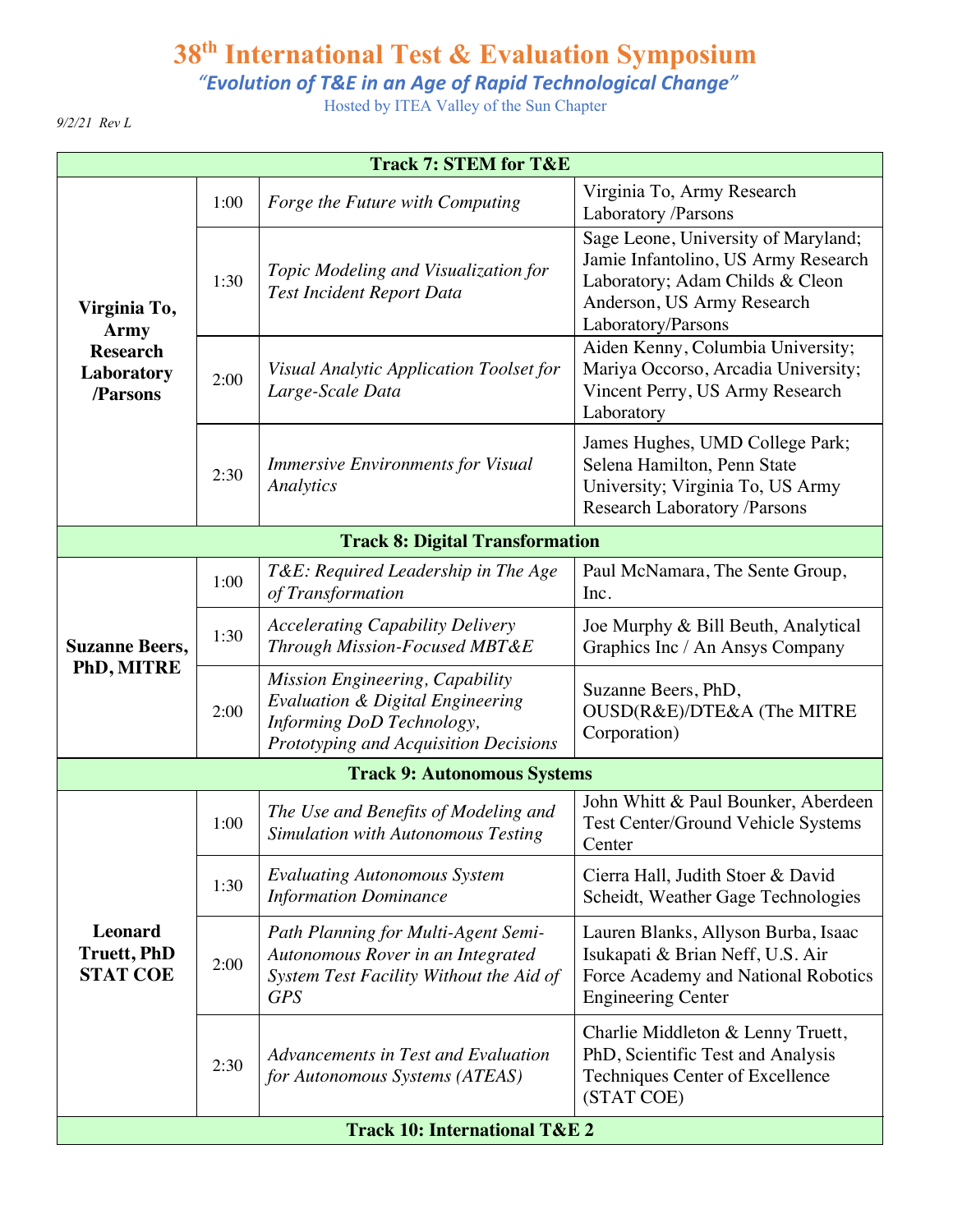# 38th International Test & Evaluation Symposium

*"Evolution of T&E in an Age of Rapid Technological Change"*

Hosted by ITEA Valley of the Sun Chapter

*9/2/21 Rev L*

| Track 7: STEM for T&E | | | |
|---|---|---|---|
| **Virginia To, Army Research Laboratory /Parsons** | 1:00 | *Forge the Future with Computing* | Virginia To, Army Research Laboratory /Parsons |
| | 1:30 | *Topic Modeling and Visualization for Test Incident Report Data* | Sage Leone, University of Maryland; Jamie Infantolino, US Army Research Laboratory; Adam Childs & Cleon Anderson, US Army Research Laboratory/Parsons |
| | 2:00 | *Visual Analytic Application Toolset for Large-Scale Data* | Aiden Kenny, Columbia University; Mariya Occorso, Arcadia University; Vincent Perry, US Army Research Laboratory |
| | 2:30 | *Immersive Environments for Visual Analytics* | James Hughes, UMD College Park; Selena Hamilton, Penn State University; Virginia To, US Army Research Laboratory /Parsons |
| **Track 8: Digital Transformation** | | | |
| **Suzanne Beers, PhD, MITRE** | 1:00 | *T&E: Required Leadership in The Age of Transformation* | Paul McNamara, The Sente Group, Inc. |
| | 1:30 | *Accelerating Capability Delivery Through Mission-Focused MBT&E* | Joe Murphy & Bill Beuth, Analytical Graphics Inc / An Ansys Company |
| | 2:00 | *Mission Engineering, Capability Evaluation & Digital Engineering Informing DoD Technology, Prototyping and Acquisition Decisions* | Suzanne Beers, PhD, OUSD(R&E)/DTE&A (The MITRE Corporation) |
| **Track 9: Autonomous Systems** | | | |
| **Leonard Truett, PhD STAT COE** | 1:00 | *The Use and Benefits of Modeling and Simulation with Autonomous Testing* | John Whitt & Paul Bounker, Aberdeen Test Center/Ground Vehicle Systems Center |
| | 1:30 | *Evaluating Autonomous System Information Dominance* | Cierra Hall, Judith Stoer & David Scheidt, Weather Gage Technologies |
| | 2:00 | *Path Planning for Multi-Agent Semi-Autonomous Rover in an Integrated System Test Facility Without the Aid of GPS* | Lauren Blanks, Allyson Burba, Isaac Isukapati & Brian Neff, U.S. Air Force Academy and National Robotics Engineering Center |
| | 2:30 | *Advancements in Test and Evaluation for Autonomous Systems (ATEAS)* | Charlie Middleton & Lenny Truett, PhD, Scientific Test and Analysis Techniques Center of Excellence (STAT COE) |
| **Track 10: International T&E 2** | | | |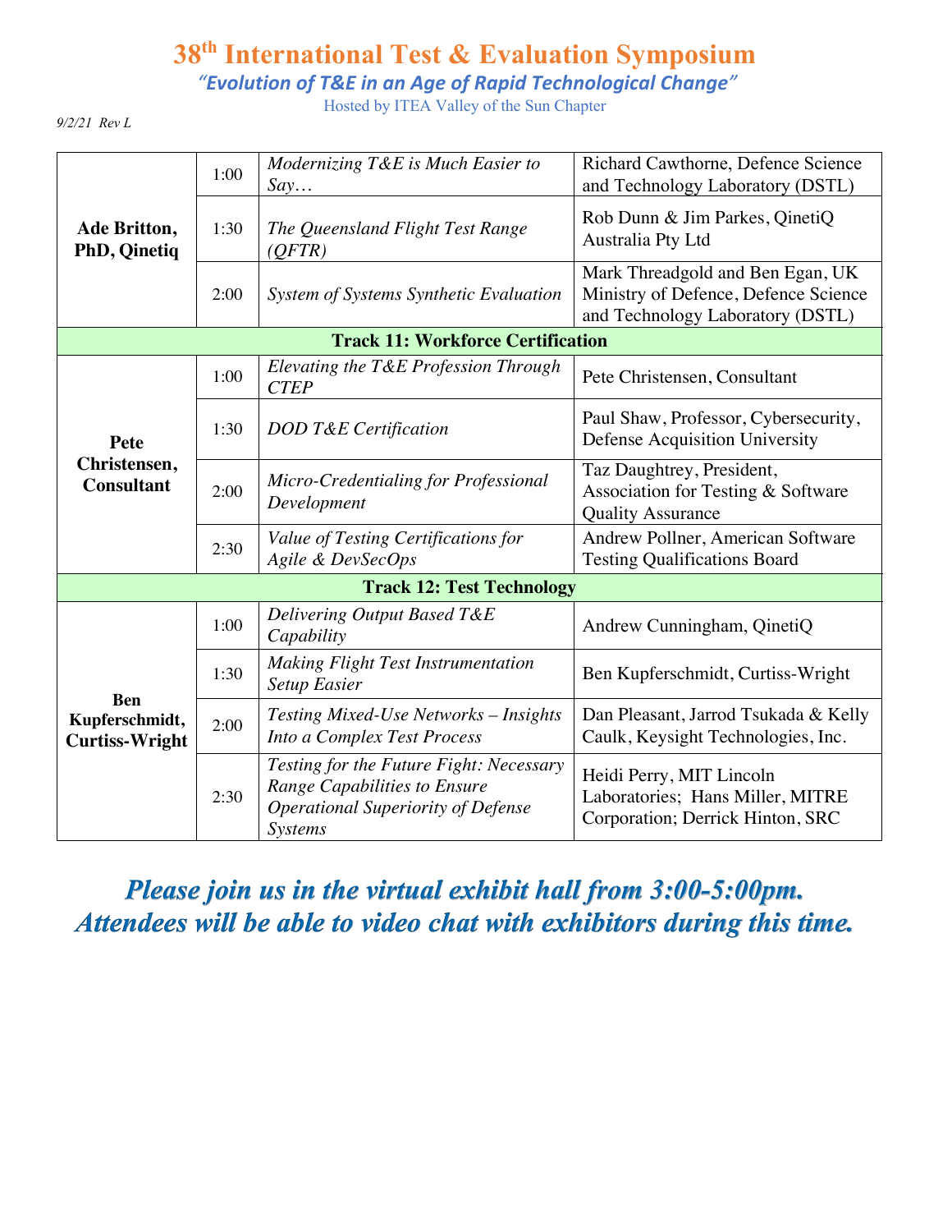# 38th International Test & Evaluation Symposium

*"Evolution of T&E in an Age of Rapid Technological Change"*

Hosted by ITEA Valley of the Sun Chapter

*9/2/21 Rev L*

| | | | |
|---|---|---|---|
| **Ade Britton, PhD, Qinetiq** | 1:00 | *Modernizing T&E is Much Easier to Say…* | Richard Cawthorne, Defence Science and Technology Laboratory (DSTL) |
| | 1:30 | *The Queensland Flight Test Range (QFTR)* | Rob Dunn & Jim Parkes, QinetiQ Australia Pty Ltd |
| | 2:00 | *System of Systems Synthetic Evaluation* | Mark Threadgold and Ben Egan, UK Ministry of Defence, Defence Science and Technology Laboratory (DSTL) |
| **Track 11: Workforce Certification** | | | |
| **Pete Christensen, Consultant** | 1:00 | *Elevating the T&E Profession Through CTEP* | Pete Christensen, Consultant |
| | 1:30 | *DOD T&E Certification* | Paul Shaw, Professor, Cybersecurity, Defense Acquisition University |
| | 2:00 | *Micro-Credentialing for Professional Development* | Taz Daughtrey, President, Association for Testing & Software Quality Assurance |
| | 2:30 | *Value of Testing Certifications for Agile & DevSecOps* | Andrew Pollner, American Software Testing Qualifications Board |
| **Track 12: Test Technology** | | | |
| **Ben Kupferschmidt, Curtiss-Wright** | 1:00 | *Delivering Output Based T&E Capability* | Andrew Cunningham, QinetiQ |
| | 1:30 | *Making Flight Test Instrumentation Setup Easier* | Ben Kupferschmidt, Curtiss-Wright |
| | 2:00 | *Testing Mixed-Use Networks – Insights Into a Complex Test Process* | Dan Pleasant, Jarrod Tsukada & Kelly Caulk, Keysight Technologies, Inc. |
| | 2:30 | *Testing for the Future Fight: Necessary Range Capabilities to Ensure Operational Superiority of Defense Systems* | Heidi Perry, MIT Lincoln Laboratories; Hans Miller, MITRE Corporation; Derrick Hinton, SRC |

***Please join us in the virtual exhibit hall from 3:00-5:00pm. Attendees will be able to video chat with exhibitors during this time.***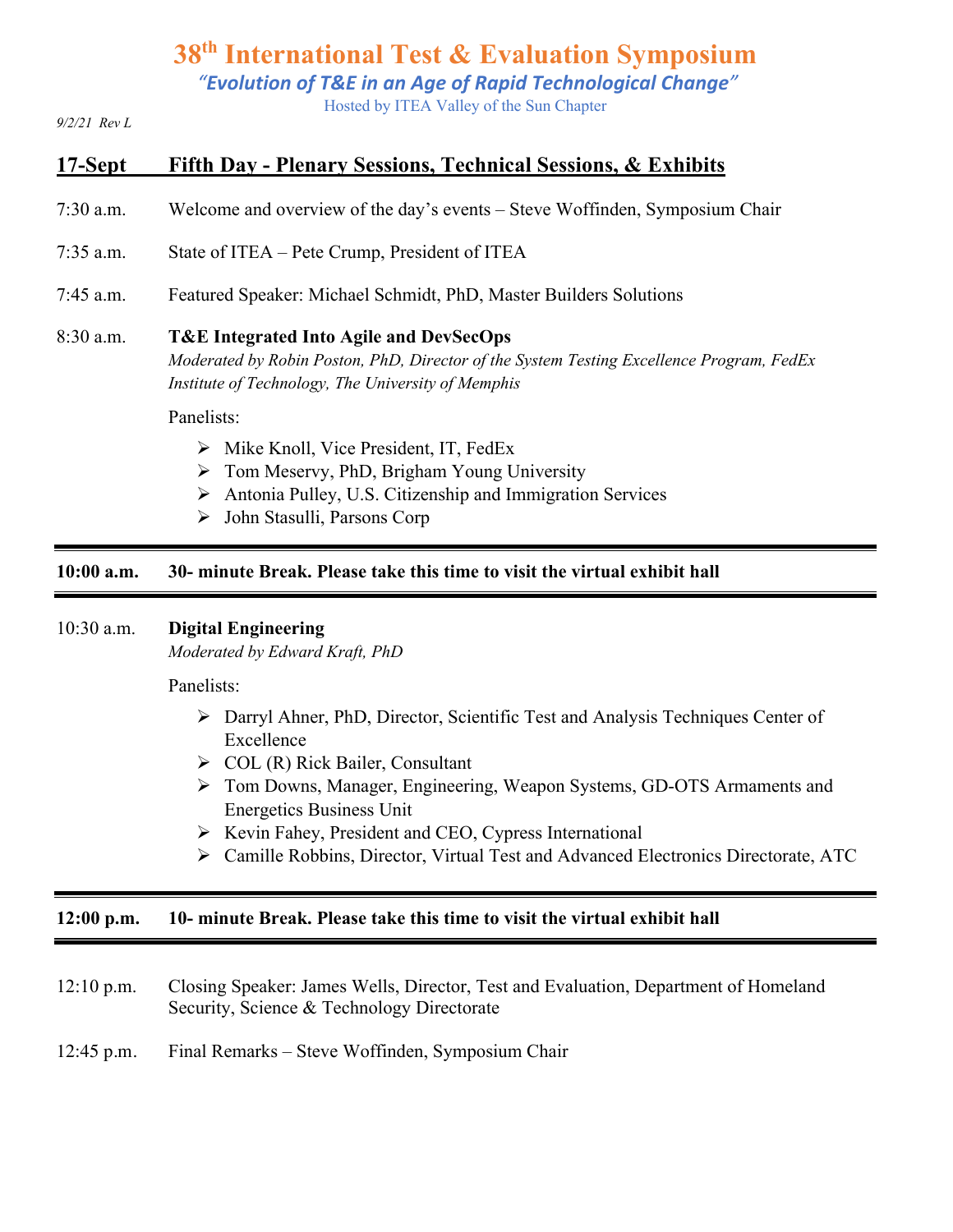# 38th International Test & Evaluation Symposium

*"Evolution of T&E in an Age of Rapid Technological Change"*

Hosted by ITEA Valley of the Sun Chapter

*9/2/21 Rev L*

## 17-Sept Fifth Day - Plenary Sessions, Technical Sessions, & Exhibits

7:30 a.m. Welcome and overview of the day's events – Steve Woffinden, Symposium Chair

7:35 a.m. State of ITEA – Pete Crump, President of ITEA

7:45 a.m. Featured Speaker: Michael Schmidt, PhD, Master Builders Solutions

8:30 a.m. **T&E Integrated Into Agile and DevSecOps**

*Moderated by Robin Poston, PhD, Director of the System Testing Excellence Program, FedEx Institute of Technology, The University of Memphis*

Panelists:

- Mike Knoll, Vice President, IT, FedEx
- Tom Meservy, PhD, Brigham Young University
- Antonia Pulley, U.S. Citizenship and Immigration Services
- John Stasulli, Parsons Corp

---

**10:00 a.m. 30- minute Break. Please take this time to visit the virtual exhibit hall**

---

10:30 a.m. **Digital Engineering**

*Moderated by Edward Kraft, PhD*

Panelists:

- Darryl Ahner, PhD, Director, Scientific Test and Analysis Techniques Center of Excellence
- COL (R) Rick Bailer, Consultant
- Tom Downs, Manager, Engineering, Weapon Systems, GD-OTS Armaments and Energetics Business Unit
- Kevin Fahey, President and CEO, Cypress International
- Camille Robbins, Director, Virtual Test and Advanced Electronics Directorate, ATC

---

**12:00 p.m. 10- minute Break. Please take this time to visit the virtual exhibit hall**

---

12:10 p.m. Closing Speaker: James Wells, Director, Test and Evaluation, Department of Homeland Security, Science & Technology Directorate

12:45 p.m. Final Remarks – Steve Woffinden, Symposium Chair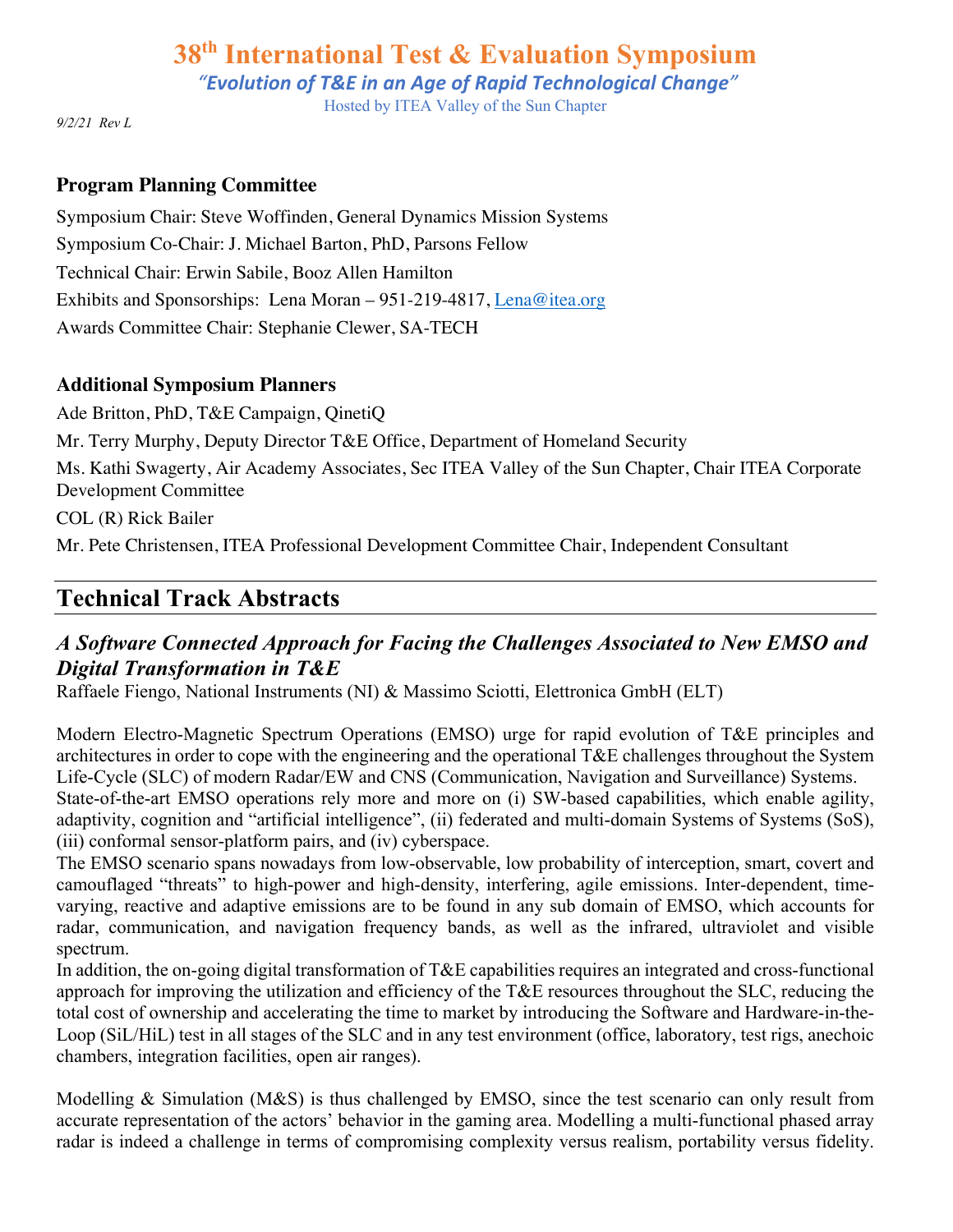# 38th International Test & Evaluation Symposium

*"Evolution of T&E in an Age of Rapid Technological Change"*

Hosted by ITEA Valley of the Sun Chapter

*9/2/21 Rev L*

### Program Planning Committee

Symposium Chair: Steve Woffinden, General Dynamics Mission Systems

Symposium Co-Chair: J. Michael Barton, PhD, Parsons Fellow

Technical Chair: Erwin Sabile, Booz Allen Hamilton

Exhibits and Sponsorships: Lena Moran – 951-219-4817, Lena@itea.org

Awards Committee Chair: Stephanie Clewer, SA-TECH

### Additional Symposium Planners

Ade Britton, PhD, T&E Campaign, QinetiQ

Mr. Terry Murphy, Deputy Director T&E Office, Department of Homeland Security

Ms. Kathi Swagerty, Air Academy Associates, Sec ITEA Valley of the Sun Chapter, Chair ITEA Corporate Development Committee

COL (R) Rick Bailer

Mr. Pete Christensen, ITEA Professional Development Committee Chair, Independent Consultant

## Technical Track Abstracts

### *A Software Connected Approach for Facing the Challenges Associated to New EMSO and Digital Transformation in T&E*

Raffaele Fiengo, National Instruments (NI) & Massimo Sciotti, Elettronica GmbH (ELT)

Modern Electro-Magnetic Spectrum Operations (EMSO) urge for rapid evolution of T&E principles and architectures in order to cope with the engineering and the operational T&E challenges throughout the System Life-Cycle (SLC) of modern Radar/EW and CNS (Communication, Navigation and Surveillance) Systems.
State-of-the-art EMSO operations rely more and more on (i) SW-based capabilities, which enable agility, adaptivity, cognition and "artificial intelligence", (ii) federated and multi-domain Systems of Systems (SoS), (iii) conformal sensor-platform pairs, and (iv) cyberspace.
The EMSO scenario spans nowadays from low-observable, low probability of interception, smart, covert and camouflaged "threats" to high-power and high-density, interfering, agile emissions. Inter-dependent, time-varying, reactive and adaptive emissions are to be found in any sub domain of EMSO, which accounts for radar, communication, and navigation frequency bands, as well as the infrared, ultraviolet and visible spectrum.
In addition, the on-going digital transformation of T&E capabilities requires an integrated and cross-functional approach for improving the utilization and efficiency of the T&E resources throughout the SLC, reducing the total cost of ownership and accelerating the time to market by introducing the Software and Hardware-in-the-Loop (SiL/HiL) test in all stages of the SLC and in any test environment (office, laboratory, test rigs, anechoic chambers, integration facilities, open air ranges).

Modelling & Simulation (M&S) is thus challenged by EMSO, since the test scenario can only result from accurate representation of the actors' behavior in the gaming area. Modelling a multi-functional phased array radar is indeed a challenge in terms of compromising complexity versus realism, portability versus fidelity.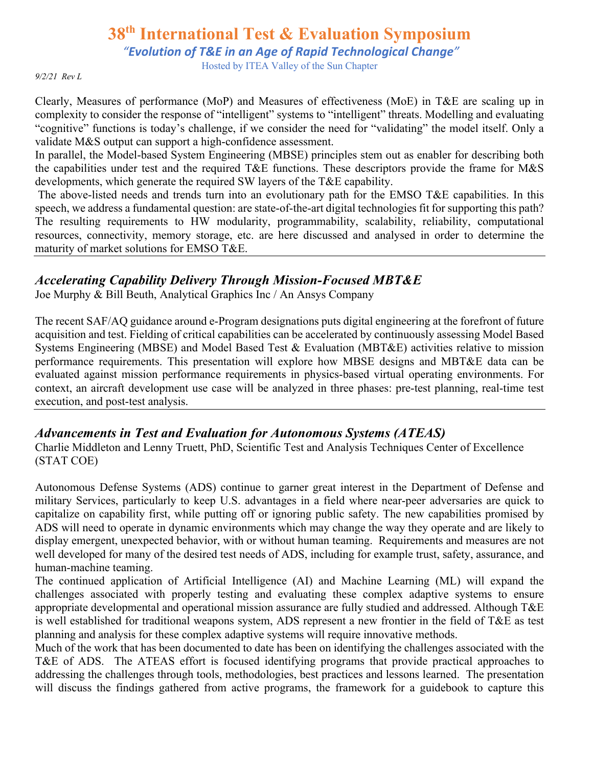Clearly, Measures of performance (MoP) and Measures of effectiveness (MoE) in T&E are scaling up in complexity to consider the response of "intelligent" systems to "intelligent" threats. Modelling and evaluating "cognitive" functions is today's challenge, if we consider the need for "validating" the model itself. Only a validate M&S output can support a high-confidence assessment.
In parallel, the Model-based System Engineering (MBSE) principles stem out as enabler for describing both the capabilities under test and the required T&E functions. These descriptors provide the frame for M&S developments, which generate the required SW layers of the T&E capability.
The above-listed needs and trends turn into an evolutionary path for the EMSO T&E capabilities. In this speech, we address a fundamental question: are state-of-the-art digital technologies fit for supporting this path? The resulting requirements to HW modularity, programmability, scalability, reliability, computational resources, connectivity, memory storage, etc. are here discussed and analysed in order to determine the maturity of market solutions for EMSO T&E.

---

## *Accelerating Capability Delivery Through Mission-Focused MBT&E*

Joe Murphy & Bill Beuth, Analytical Graphics Inc / An Ansys Company

The recent SAF/AQ guidance around e-Program designations puts digital engineering at the forefront of future acquisition and test. Fielding of critical capabilities can be accelerated by continuously assessing Model Based Systems Engineering (MBSE) and Model Based Test & Evaluation (MBT&E) activities relative to mission performance requirements. This presentation will explore how MBSE designs and MBT&E data can be evaluated against mission performance requirements in physics-based virtual operating environments. For context, an aircraft development use case will be analyzed in three phases: pre-test planning, real-time test execution, and post-test analysis.

---

## *Advancements in Test and Evaluation for Autonomous Systems (ATEAS)*

Charlie Middleton and Lenny Truett, PhD, Scientific Test and Analysis Techniques Center of Excellence (STAT COE)

Autonomous Defense Systems (ADS) continue to garner great interest in the Department of Defense and military Services, particularly to keep U.S. advantages in a field where near-peer adversaries are quick to capitalize on capability first, while putting off or ignoring public safety. The new capabilities promised by ADS will need to operate in dynamic environments which may change the way they operate and are likely to display emergent, unexpected behavior, with or without human teaming. Requirements and measures are not well developed for many of the desired test needs of ADS, including for example trust, safety, assurance, and human-machine teaming.
The continued application of Artificial Intelligence (AI) and Machine Learning (ML) will expand the challenges associated with properly testing and evaluating these complex adaptive systems to ensure appropriate developmental and operational mission assurance are fully studied and addressed. Although T&E is well established for traditional weapons system, ADS represent a new frontier in the field of T&E as test planning and analysis for these complex adaptive systems will require innovative methods.
Much of the work that has been documented to date has been on identifying the challenges associated with the T&E of ADS. The ATEAS effort is focused identifying programs that provide practical approaches to addressing the challenges through tools, methodologies, best practices and lessons learned. The presentation will discuss the findings gathered from active programs, the framework for a guidebook to capture this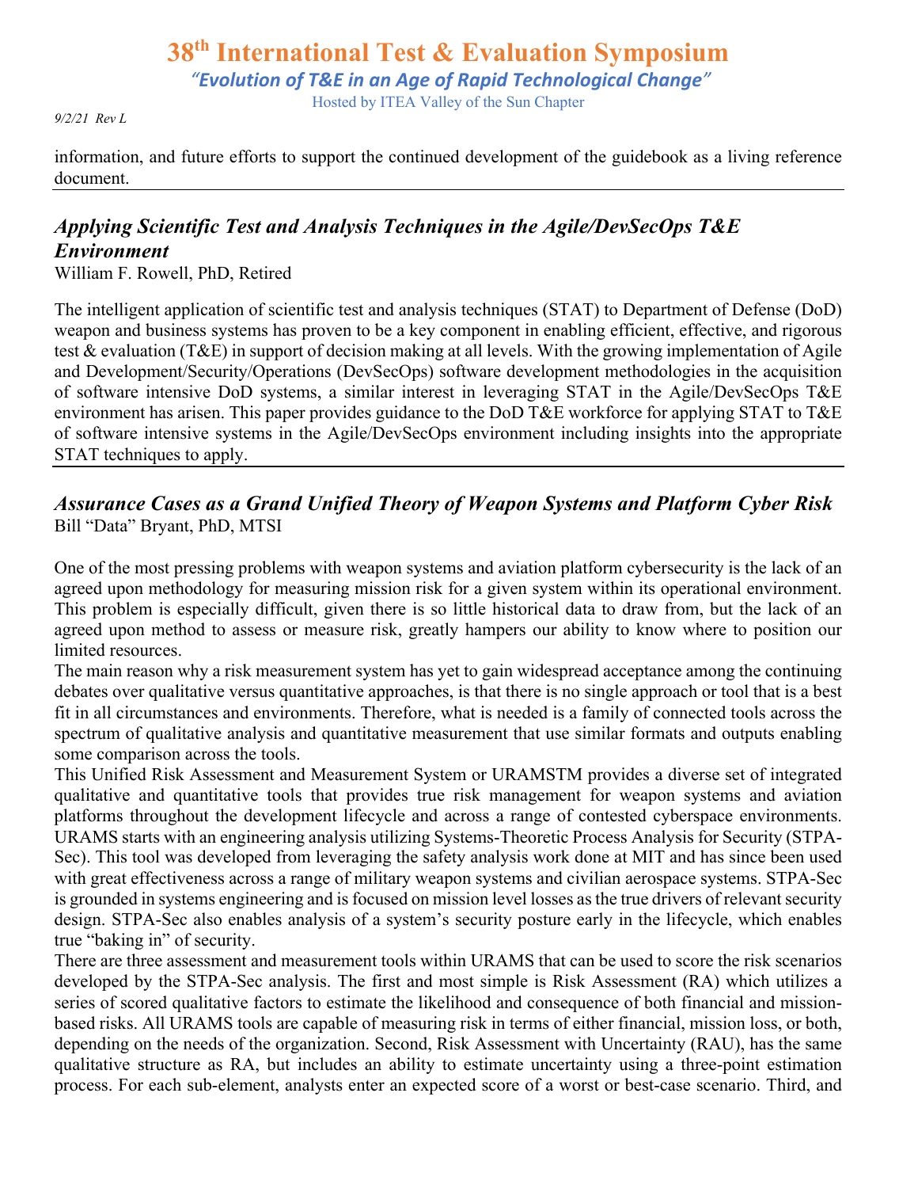information, and future efforts to support the continued development of the guidebook as a living reference document.

---

## *Applying Scientific Test and Analysis Techniques in the Agile/DevSecOps T&E Environment*

William F. Rowell, PhD, Retired

The intelligent application of scientific test and analysis techniques (STAT) to Department of Defense (DoD) weapon and business systems has proven to be a key component in enabling efficient, effective, and rigorous test & evaluation (T&E) in support of decision making at all levels. With the growing implementation of Agile and Development/Security/Operations (DevSecOps) software development methodologies in the acquisition of software intensive DoD systems, a similar interest in leveraging STAT in the Agile/DevSecOps T&E environment has arisen. This paper provides guidance to the DoD T&E workforce for applying STAT to T&E of software intensive systems in the Agile/DevSecOps environment including insights into the appropriate STAT techniques to apply.

---

## *Assurance Cases as a Grand Unified Theory of Weapon Systems and Platform Cyber Risk*

Bill "Data" Bryant, PhD, MTSI

One of the most pressing problems with weapon systems and aviation platform cybersecurity is the lack of an agreed upon methodology for measuring mission risk for a given system within its operational environment. This problem is especially difficult, given there is so little historical data to draw from, but the lack of an agreed upon method to assess or measure risk, greatly hampers our ability to know where to position our limited resources.

The main reason why a risk measurement system has yet to gain widespread acceptance among the continuing debates over qualitative versus quantitative approaches, is that there is no single approach or tool that is a best fit in all circumstances and environments. Therefore, what is needed is a family of connected tools across the spectrum of qualitative analysis and quantitative measurement that use similar formats and outputs enabling some comparison across the tools.

This Unified Risk Assessment and Measurement System or URAMSTM provides a diverse set of integrated qualitative and quantitative tools that provides true risk management for weapon systems and aviation platforms throughout the development lifecycle and across a range of contested cyberspace environments. URAMS starts with an engineering analysis utilizing Systems-Theoretic Process Analysis for Security (STPA-Sec). This tool was developed from leveraging the safety analysis work done at MIT and has since been used with great effectiveness across a range of military weapon systems and civilian aerospace systems. STPA-Sec is grounded in systems engineering and is focused on mission level losses as the true drivers of relevant security design. STPA-Sec also enables analysis of a system's security posture early in the lifecycle, which enables true "baking in" of security.

There are three assessment and measurement tools within URAMS that can be used to score the risk scenarios developed by the STPA-Sec analysis. The first and most simple is Risk Assessment (RA) which utilizes a series of scored qualitative factors to estimate the likelihood and consequence of both financial and mission-based risks. All URAMS tools are capable of measuring risk in terms of either financial, mission loss, or both, depending on the needs of the organization. Second, Risk Assessment with Uncertainty (RAU), has the same qualitative structure as RA, but includes an ability to estimate uncertainty using a three-point estimation process. For each sub-element, analysts enter an expected score of a worst or best-case scenario. Third, and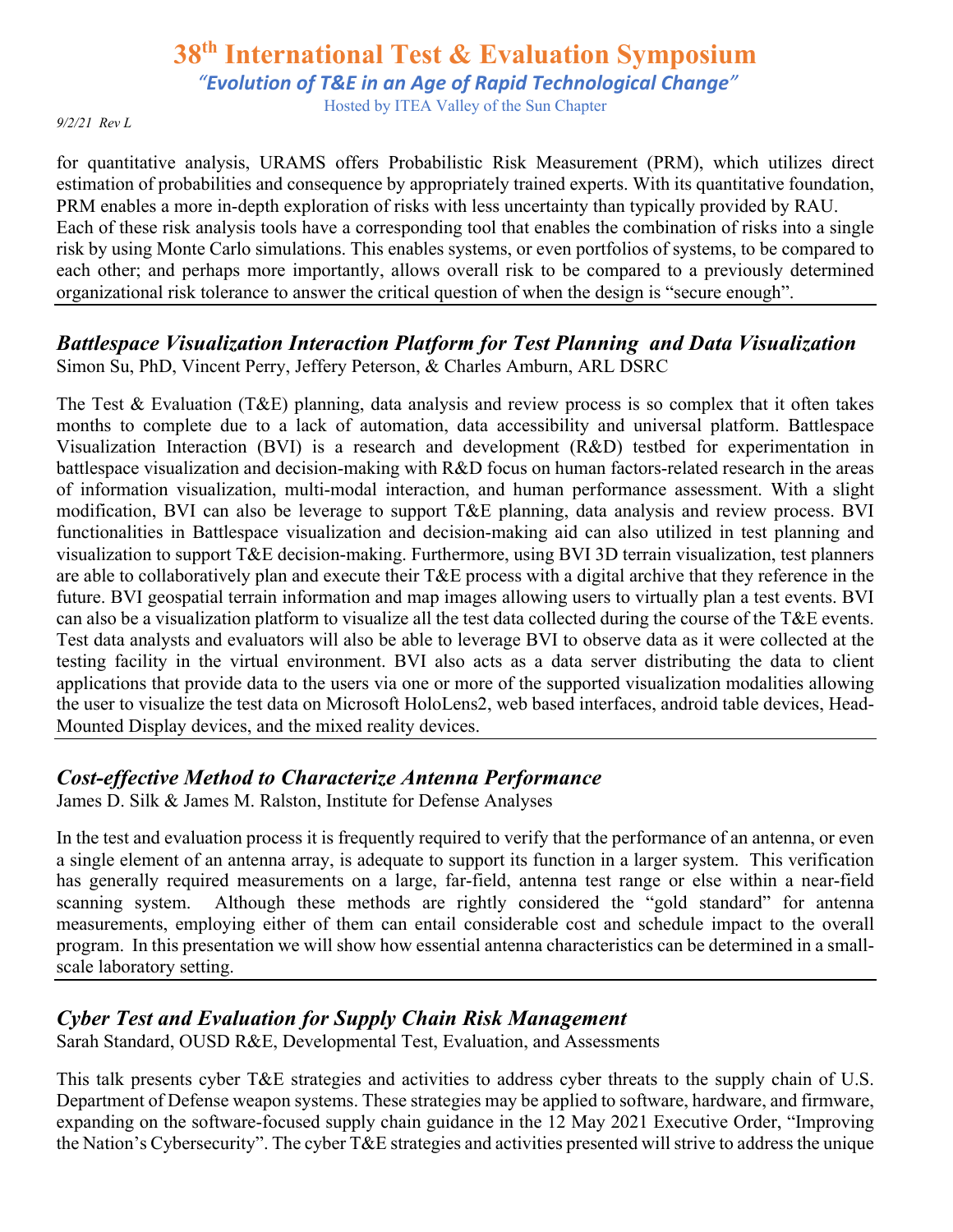for quantitative analysis, URAMS offers Probabilistic Risk Measurement (PRM), which utilizes direct estimation of probabilities and consequence by appropriately trained experts. With its quantitative foundation, PRM enables a more in-depth exploration of risks with less uncertainty than typically provided by RAU. Each of these risk analysis tools have a corresponding tool that enables the combination of risks into a single risk by using Monte Carlo simulations. This enables systems, or even portfolios of systems, to be compared to each other; and perhaps more importantly, allows overall risk to be compared to a previously determined organizational risk tolerance to answer the critical question of when the design is "secure enough".

## *Battlespace Visualization Interaction Platform for Test Planning and Data Visualization*

Simon Su, PhD, Vincent Perry, Jeffery Peterson, & Charles Amburn, ARL DSRC

The Test & Evaluation (T&E) planning, data analysis and review process is so complex that it often takes months to complete due to a lack of automation, data accessibility and universal platform. Battlespace Visualization Interaction (BVI) is a research and development (R&D) testbed for experimentation in battlespace visualization and decision-making with R&D focus on human factors-related research in the areas of information visualization, multi-modal interaction, and human performance assessment. With a slight modification, BVI can also be leverage to support T&E planning, data analysis and review process. BVI functionalities in Battlespace visualization and decision-making aid can also utilized in test planning and visualization to support T&E decision-making. Furthermore, using BVI 3D terrain visualization, test planners are able to collaboratively plan and execute their T&E process with a digital archive that they reference in the future. BVI geospatial terrain information and map images allowing users to virtually plan a test events. BVI can also be a visualization platform to visualize all the test data collected during the course of the T&E events. Test data analysts and evaluators will also be able to leverage BVI to observe data as it were collected at the testing facility in the virtual environment. BVI also acts as a data server distributing the data to client applications that provide data to the users via one or more of the supported visualization modalities allowing the user to visualize the test data on Microsoft HoloLens2, web based interfaces, android table devices, Head-Mounted Display devices, and the mixed reality devices.

## *Cost-effective Method to Characterize Antenna Performance*

James D. Silk & James M. Ralston, Institute for Defense Analyses

In the test and evaluation process it is frequently required to verify that the performance of an antenna, or even a single element of an antenna array, is adequate to support its function in a larger system. This verification has generally required measurements on a large, far-field, antenna test range or else within a near-field scanning system. Although these methods are rightly considered the "gold standard" for antenna measurements, employing either of them can entail considerable cost and schedule impact to the overall program. In this presentation we will show how essential antenna characteristics can be determined in a small-scale laboratory setting.

## *Cyber Test and Evaluation for Supply Chain Risk Management*

Sarah Standard, OUSD R&E, Developmental Test, Evaluation, and Assessments

This talk presents cyber T&E strategies and activities to address cyber threats to the supply chain of U.S. Department of Defense weapon systems. These strategies may be applied to software, hardware, and firmware, expanding on the software-focused supply chain guidance in the 12 May 2021 Executive Order, "Improving the Nation's Cybersecurity". The cyber T&E strategies and activities presented will strive to address the unique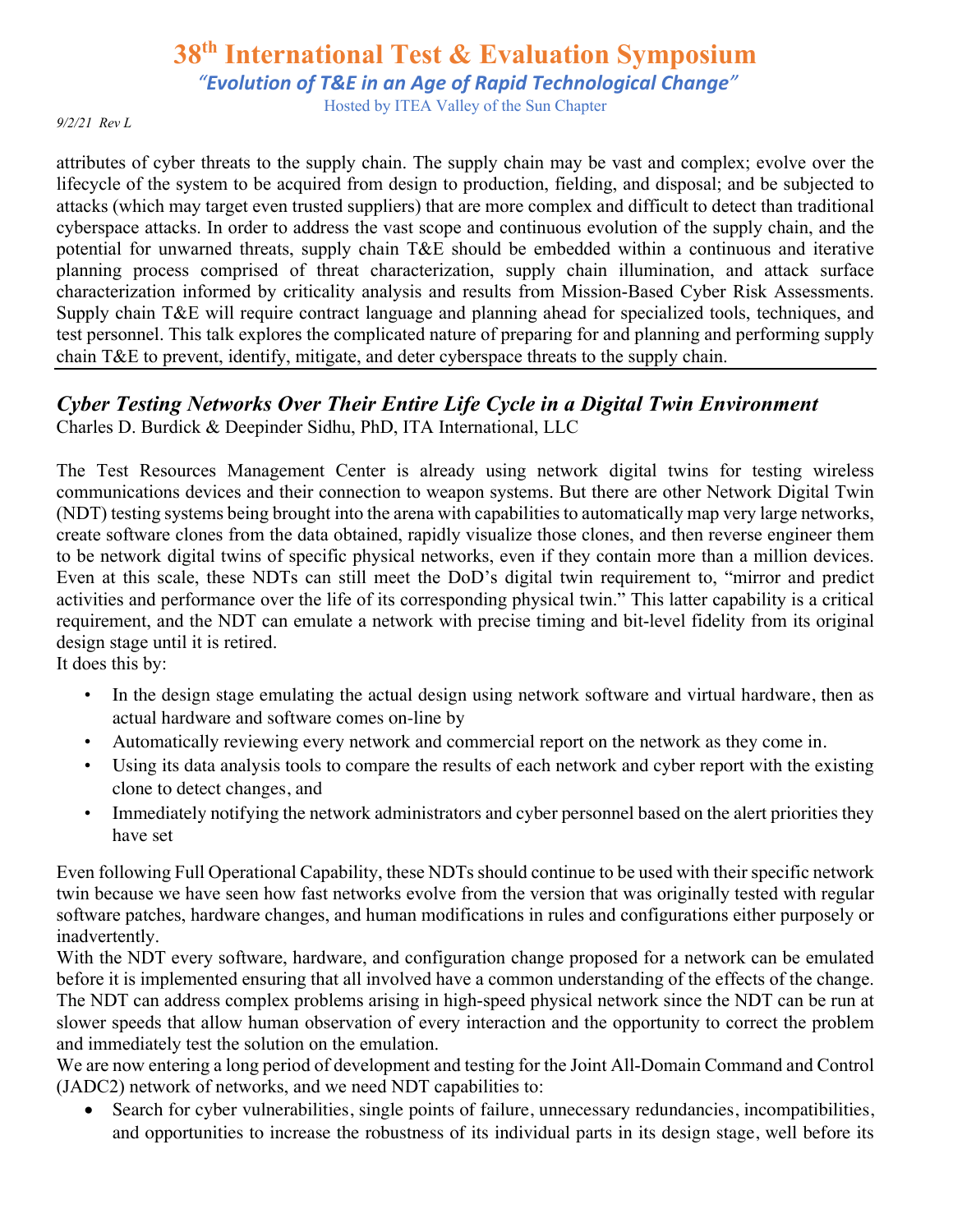attributes of cyber threats to the supply chain. The supply chain may be vast and complex; evolve over the lifecycle of the system to be acquired from design to production, fielding, and disposal; and be subjected to attacks (which may target even trusted suppliers) that are more complex and difficult to detect than traditional cyberspace attacks. In order to address the vast scope and continuous evolution of the supply chain, and the potential for unwarned threats, supply chain T&E should be embedded within a continuous and iterative planning process comprised of threat characterization, supply chain illumination, and attack surface characterization informed by criticality analysis and results from Mission-Based Cyber Risk Assessments. Supply chain T&E will require contract language and planning ahead for specialized tools, techniques, and test personnel. This talk explores the complicated nature of preparing for and planning and performing supply chain T&E to prevent, identify, mitigate, and deter cyberspace threats to the supply chain.

---

## *Cyber Testing Networks Over Their Entire Life Cycle in a Digital Twin Environment*

Charles D. Burdick & Deepinder Sidhu, PhD, ITA International, LLC

The Test Resources Management Center is already using network digital twins for testing wireless communications devices and their connection to weapon systems. But there are other Network Digital Twin (NDT) testing systems being brought into the arena with capabilities to automatically map very large networks, create software clones from the data obtained, rapidly visualize those clones, and then reverse engineer them to be network digital twins of specific physical networks, even if they contain more than a million devices. Even at this scale, these NDTs can still meet the DoD's digital twin requirement to, "mirror and predict activities and performance over the life of its corresponding physical twin." This latter capability is a critical requirement, and the NDT can emulate a network with precise timing and bit-level fidelity from its original design stage until it is retired.

It does this by:

- In the design stage emulating the actual design using network software and virtual hardware, then as actual hardware and software comes on-line by
- Automatically reviewing every network and commercial report on the network as they come in.
- Using its data analysis tools to compare the results of each network and cyber report with the existing clone to detect changes, and
- Immediately notifying the network administrators and cyber personnel based on the alert priorities they have set

Even following Full Operational Capability, these NDTs should continue to be used with their specific network twin because we have seen how fast networks evolve from the version that was originally tested with regular software patches, hardware changes, and human modifications in rules and configurations either purposely or inadvertently.

With the NDT every software, hardware, and configuration change proposed for a network can be emulated before it is implemented ensuring that all involved have a common understanding of the effects of the change. The NDT can address complex problems arising in high-speed physical network since the NDT can be run at slower speeds that allow human observation of every interaction and the opportunity to correct the problem and immediately test the solution on the emulation.

We are now entering a long period of development and testing for the Joint All-Domain Command and Control (JADC2) network of networks, and we need NDT capabilities to:

- Search for cyber vulnerabilities, single points of failure, unnecessary redundancies, incompatibilities, and opportunities to increase the robustness of its individual parts in its design stage, well before its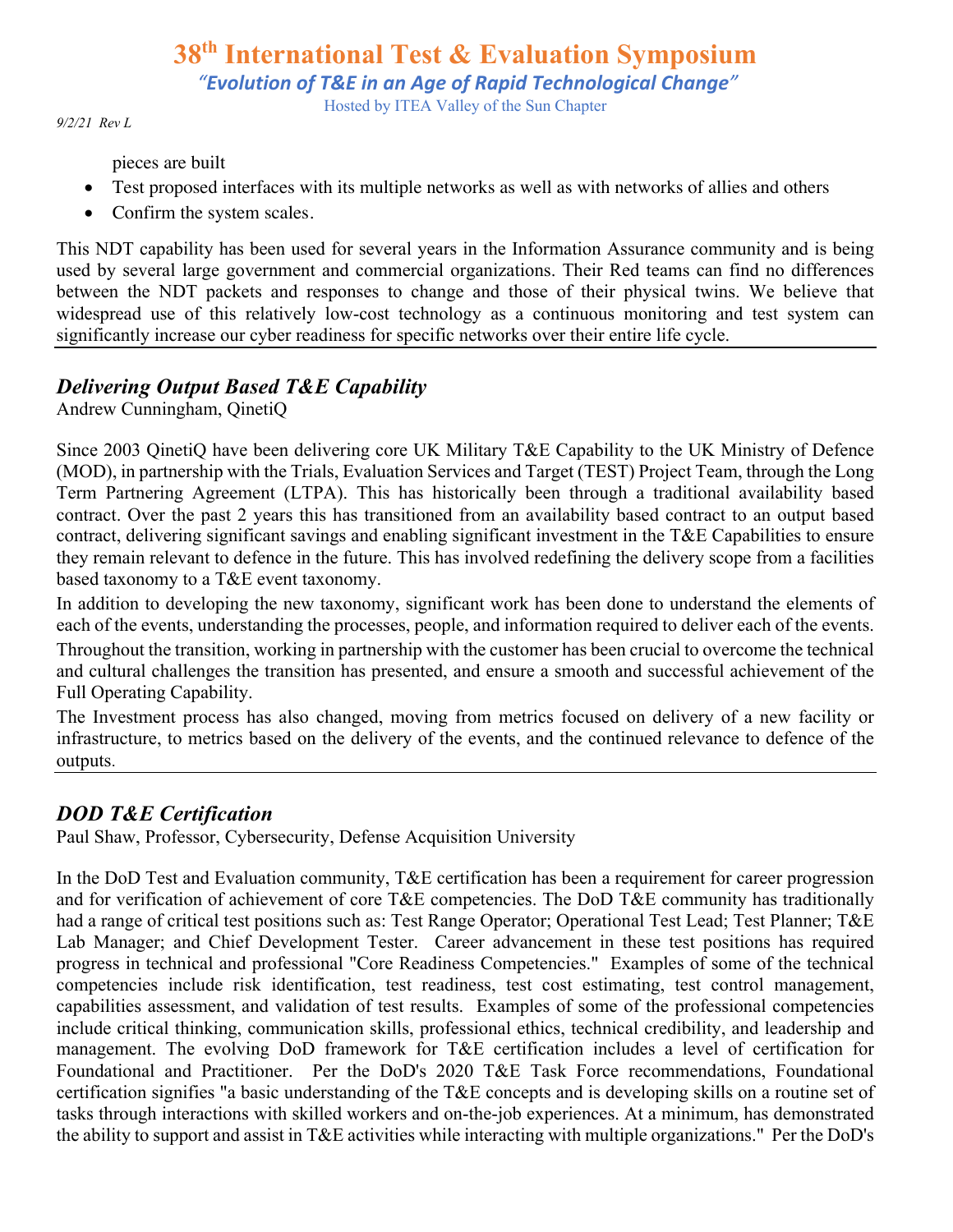pieces are built

- Test proposed interfaces with its multiple networks as well as with networks of allies and others
- Confirm the system scales.

This NDT capability has been used for several years in the Information Assurance community and is being used by several large government and commercial organizations. Their Red teams can find no differences between the NDT packets and responses to change and those of their physical twins. We believe that widespread use of this relatively low-cost technology as a continuous monitoring and test system can significantly increase our cyber readiness for specific networks over their entire life cycle.

---

## *Delivering Output Based T&E Capability*

Andrew Cunningham, QinetiQ

Since 2003 QinetiQ have been delivering core UK Military T&E Capability to the UK Ministry of Defence (MOD), in partnership with the Trials, Evaluation Services and Target (TEST) Project Team, through the Long Term Partnering Agreement (LTPA). This has historically been through a traditional availability based contract. Over the past 2 years this has transitioned from an availability based contract to an output based contract, delivering significant savings and enabling significant investment in the T&E Capabilities to ensure they remain relevant to defence in the future. This has involved redefining the delivery scope from a facilities based taxonomy to a T&E event taxonomy.

In addition to developing the new taxonomy, significant work has been done to understand the elements of each of the events, understanding the processes, people, and information required to deliver each of the events.

Throughout the transition, working in partnership with the customer has been crucial to overcome the technical and cultural challenges the transition has presented, and ensure a smooth and successful achievement of the Full Operating Capability.

The Investment process has also changed, moving from metrics focused on delivery of a new facility or infrastructure, to metrics based on the delivery of the events, and the continued relevance to defence of the outputs.

---

## *DOD T&E Certification*

Paul Shaw, Professor, Cybersecurity, Defense Acquisition University

In the DoD Test and Evaluation community, T&E certification has been a requirement for career progression and for verification of achievement of core T&E competencies. The DoD T&E community has traditionally had a range of critical test positions such as: Test Range Operator; Operational Test Lead; Test Planner; T&E Lab Manager; and Chief Development Tester. Career advancement in these test positions has required progress in technical and professional "Core Readiness Competencies." Examples of some of the technical competencies include risk identification, test readiness, test cost estimating, test control management, capabilities assessment, and validation of test results. Examples of some of the professional competencies include critical thinking, communication skills, professional ethics, technical credibility, and leadership and management. The evolving DoD framework for T&E certification includes a level of certification for Foundational and Practitioner. Per the DoD's 2020 T&E Task Force recommendations, Foundational certification signifies "a basic understanding of the T&E concepts and is developing skills on a routine set of tasks through interactions with skilled workers and on-the-job experiences. At a minimum, has demonstrated the ability to support and assist in T&E activities while interacting with multiple organizations." Per the DoD's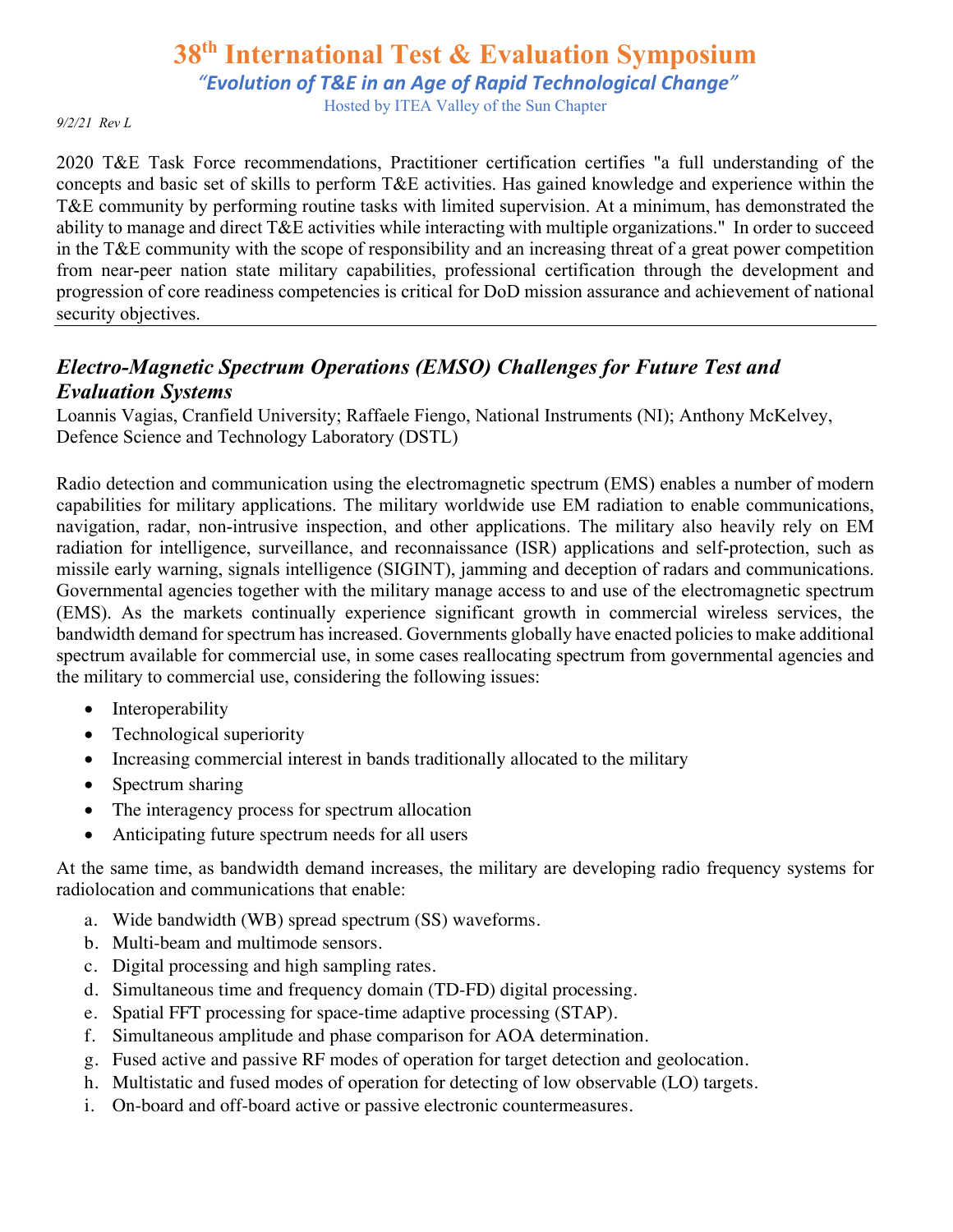2020 T&E Task Force recommendations, Practitioner certification certifies "a full understanding of the concepts and basic set of skills to perform T&E activities. Has gained knowledge and experience within the T&E community by performing routine tasks with limited supervision. At a minimum, has demonstrated the ability to manage and direct T&E activities while interacting with multiple organizations." In order to succeed in the T&E community with the scope of responsibility and an increasing threat of a great power competition from near-peer nation state military capabilities, professional certification through the development and progression of core readiness competencies is critical for DoD mission assurance and achievement of national security objectives.

---

## *Electro-Magnetic Spectrum Operations (EMSO) Challenges for Future Test and Evaluation Systems*

Loannis Vagias, Cranfield University; Raffaele Fiengo, National Instruments (NI); Anthony McKelvey, Defence Science and Technology Laboratory (DSTL)

Radio detection and communication using the electromagnetic spectrum (EMS) enables a number of modern capabilities for military applications. The military worldwide use EM radiation to enable communications, navigation, radar, non-intrusive inspection, and other applications. The military also heavily rely on EM radiation for intelligence, surveillance, and reconnaissance (ISR) applications and self-protection, such as missile early warning, signals intelligence (SIGINT), jamming and deception of radars and communications. Governmental agencies together with the military manage access to and use of the electromagnetic spectrum (EMS). As the markets continually experience significant growth in commercial wireless services, the bandwidth demand for spectrum has increased. Governments globally have enacted policies to make additional spectrum available for commercial use, in some cases reallocating spectrum from governmental agencies and the military to commercial use, considering the following issues:

- Interoperability
- Technological superiority
- Increasing commercial interest in bands traditionally allocated to the military
- Spectrum sharing
- The interagency process for spectrum allocation
- Anticipating future spectrum needs for all users

At the same time, as bandwidth demand increases, the military are developing radio frequency systems for radiolocation and communications that enable:

a. Wide bandwidth (WB) spread spectrum (SS) waveforms.
b. Multi-beam and multimode sensors.
c. Digital processing and high sampling rates.
d. Simultaneous time and frequency domain (TD-FD) digital processing.
e. Spatial FFT processing for space-time adaptive processing (STAP).
f. Simultaneous amplitude and phase comparison for AOA determination.
g. Fused active and passive RF modes of operation for target detection and geolocation.
h. Multistatic and fused modes of operation for detecting of low observable (LO) targets.
i. On-board and off-board active or passive electronic countermeasures.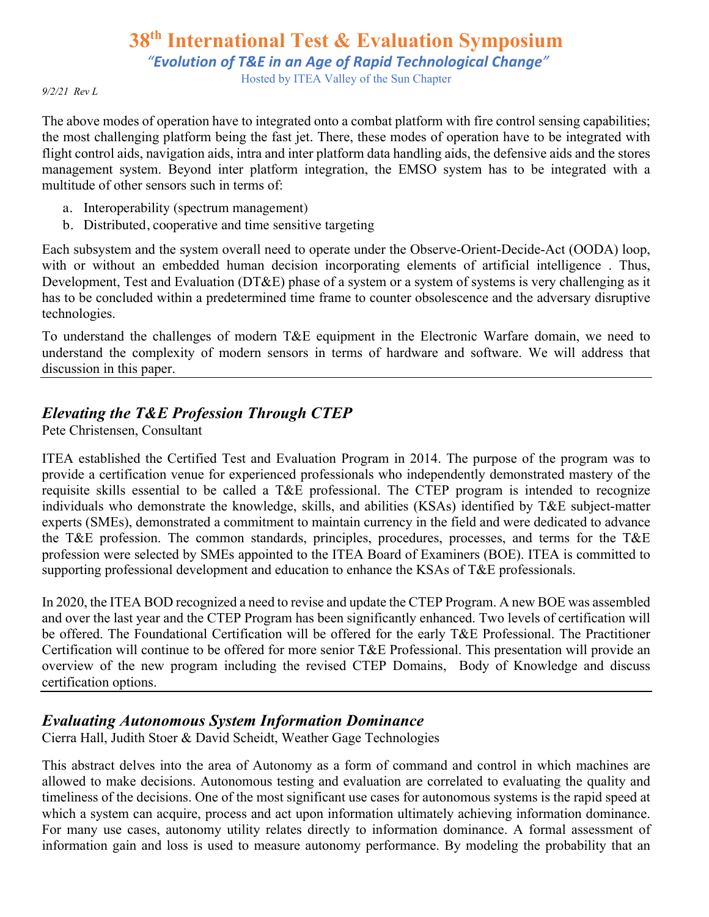The above modes of operation have to integrated onto a combat platform with fire control sensing capabilities; the most challenging platform being the fast jet. There, these modes of operation have to be integrated with flight control aids, navigation aids, intra and inter platform data handling aids, the defensive aids and the stores management system. Beyond inter platform integration, the EMSO system has to be integrated with a multitude of other sensors such in terms of:

a. Interoperability (spectrum management)
b. Distributed, cooperative and time sensitive targeting

Each subsystem and the system overall need to operate under the Observe-Orient-Decide-Act (OODA) loop, with or without an embedded human decision incorporating elements of artificial intelligence . Thus, Development, Test and Evaluation (DT&E) phase of a system or a system of systems is very challenging as it has to be concluded within a predetermined time frame to counter obsolescence and the adversary disruptive technologies.

To understand the challenges of modern T&E equipment in the Electronic Warfare domain, we need to understand the complexity of modern sensors in terms of hardware and software. We will address that discussion in this paper.

---

## *Elevating the T&E Profession Through CTEP*

Pete Christensen, Consultant

ITEA established the Certified Test and Evaluation Program in 2014. The purpose of the program was to provide a certification venue for experienced professionals who independently demonstrated mastery of the requisite skills essential to be called a T&E professional. The CTEP program is intended to recognize individuals who demonstrate the knowledge, skills, and abilities (KSAs) identified by T&E subject-matter experts (SMEs), demonstrated a commitment to maintain currency in the field and were dedicated to advance the T&E profession. The common standards, principles, procedures, processes, and terms for the T&E profession were selected by SMEs appointed to the ITEA Board of Examiners (BOE). ITEA is committed to supporting professional development and education to enhance the KSAs of T&E professionals.

In 2020, the ITEA BOD recognized a need to revise and update the CTEP Program. A new BOE was assembled and over the last year and the CTEP Program has been significantly enhanced. Two levels of certification will be offered. The Foundational Certification will be offered for the early T&E Professional. The Practitioner Certification will continue to be offered for more senior T&E Professional. This presentation will provide an overview of the new program including the revised CTEP Domains, Body of Knowledge and discuss certification options.

---

## *Evaluating Autonomous System Information Dominance*

Cierra Hall, Judith Stoer & David Scheidt, Weather Gage Technologies

This abstract delves into the area of Autonomy as a form of command and control in which machines are allowed to make decisions. Autonomous testing and evaluation are correlated to evaluating the quality and timeliness of the decisions. One of the most significant use cases for autonomous systems is the rapid speed at which a system can acquire, process and act upon information ultimately achieving information dominance. For many use cases, autonomy utility relates directly to information dominance. A formal assessment of information gain and loss is used to measure autonomy performance. By modeling the probability that an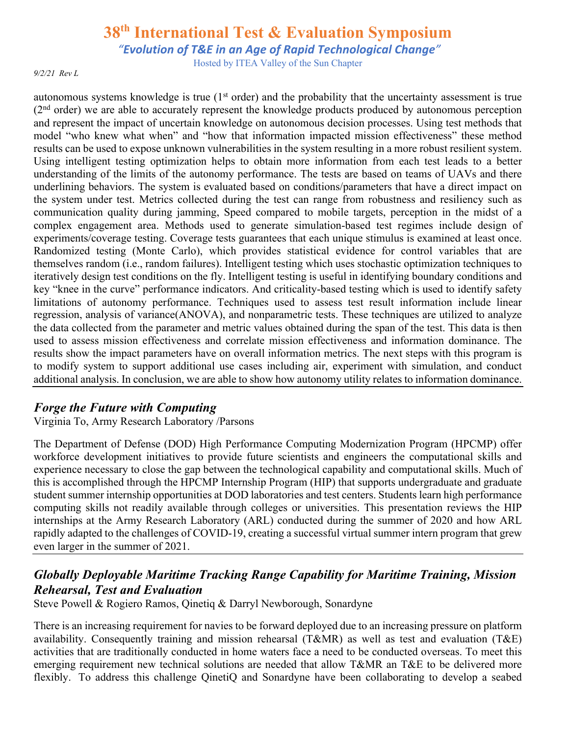autonomous systems knowledge is true (1st order) and the probability that the uncertainty assessment is true (2nd order) we are able to accurately represent the knowledge products produced by autonomous perception and represent the impact of uncertain knowledge on autonomous decision processes. Using test methods that model "who knew what when" and "how that information impacted mission effectiveness" these method results can be used to expose unknown vulnerabilities in the system resulting in a more robust resilient system. Using intelligent testing optimization helps to obtain more information from each test leads to a better understanding of the limits of the autonomy performance. The tests are based on teams of UAVs and there underlining behaviors. The system is evaluated based on conditions/parameters that have a direct impact on the system under test. Metrics collected during the test can range from robustness and resiliency such as communication quality during jamming, Speed compared to mobile targets, perception in the midst of a complex engagement area. Methods used to generate simulation-based test regimes include design of experiments/coverage testing. Coverage tests guarantees that each unique stimulus is examined at least once. Randomized testing (Monte Carlo), which provides statistical evidence for control variables that are themselves random (i.e., random failures). Intelligent testing which uses stochastic optimization techniques to iteratively design test conditions on the fly. Intelligent testing is useful in identifying boundary conditions and key "knee in the curve" performance indicators. And criticality-based testing which is used to identify safety limitations of autonomy performance. Techniques used to assess test result information include linear regression, analysis of variance(ANOVA), and nonparametric tests. These techniques are utilized to analyze the data collected from the parameter and metric values obtained during the span of the test. This data is then used to assess mission effectiveness and correlate mission effectiveness and information dominance. The results show the impact parameters have on overall information metrics. The next steps with this program is to modify system to support additional use cases including air, experiment with simulation, and conduct additional analysis. In conclusion, we are able to show how autonomy utility relates to information dominance.

---

## *Forge the Future with Computing*

Virginia To, Army Research Laboratory /Parsons

The Department of Defense (DOD) High Performance Computing Modernization Program (HPCMP) offer workforce development initiatives to provide future scientists and engineers the computational skills and experience necessary to close the gap between the technological capability and computational skills. Much of this is accomplished through the HPCMP Internship Program (HIP) that supports undergraduate and graduate student summer internship opportunities at DOD laboratories and test centers. Students learn high performance computing skills not readily available through colleges or universities. This presentation reviews the HIP internships at the Army Research Laboratory (ARL) conducted during the summer of 2020 and how ARL rapidly adapted to the challenges of COVID-19, creating a successful virtual summer intern program that grew even larger in the summer of 2021.

---

## *Globally Deployable Maritime Tracking Range Capability for Maritime Training, Mission Rehearsal, Test and Evaluation*

Steve Powell & Rogiero Ramos, Qinetiq & Darryl Newborough, Sonardyne

There is an increasing requirement for navies to be forward deployed due to an increasing pressure on platform availability. Consequently training and mission rehearsal (T&MR) as well as test and evaluation (T&E) activities that are traditionally conducted in home waters face a need to be conducted overseas. To meet this emerging requirement new technical solutions are needed that allow T&MR an T&E to be delivered more flexibly. To address this challenge QinetiQ and Sonardyne have been collaborating to develop a seabed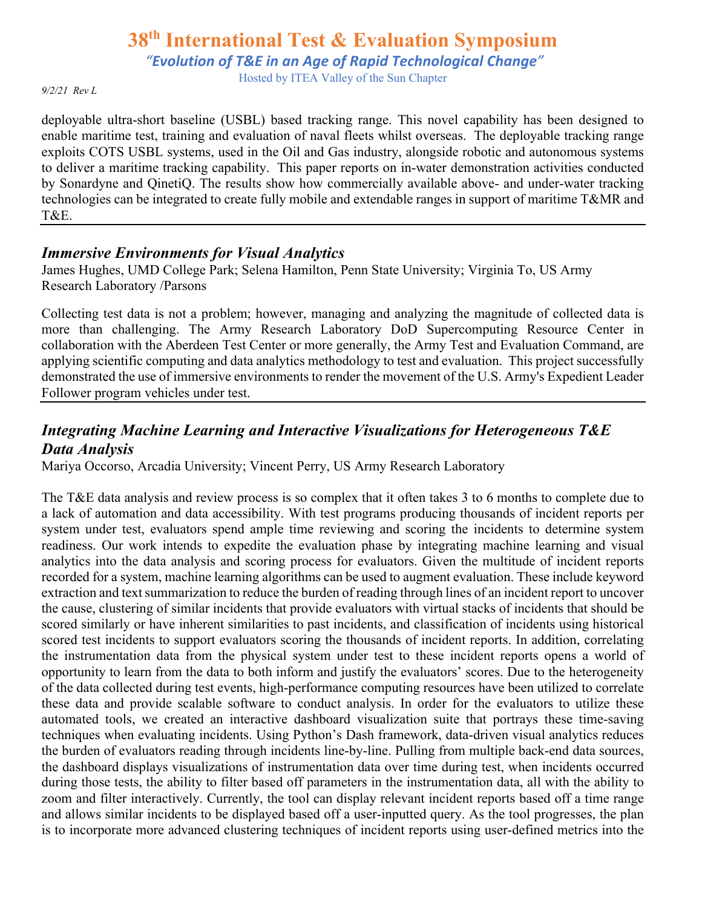deployable ultra-short baseline (USBL) based tracking range. This novel capability has been designed to enable maritime test, training and evaluation of naval fleets whilst overseas. The deployable tracking range exploits COTS USBL systems, used in the Oil and Gas industry, alongside robotic and autonomous systems to deliver a maritime tracking capability. This paper reports on in-water demonstration activities conducted by Sonardyne and QinetiQ. The results show how commercially available above- and under-water tracking technologies can be integrated to create fully mobile and extendable ranges in support of maritime T&MR and T&E.

---

## *Immersive Environments for Visual Analytics*

James Hughes, UMD College Park; Selena Hamilton, Penn State University; Virginia To, US Army Research Laboratory /Parsons

Collecting test data is not a problem; however, managing and analyzing the magnitude of collected data is more than challenging. The Army Research Laboratory DoD Supercomputing Resource Center in collaboration with the Aberdeen Test Center or more generally, the Army Test and Evaluation Command, are applying scientific computing and data analytics methodology to test and evaluation. This project successfully demonstrated the use of immersive environments to render the movement of the U.S. Army's Expedient Leader Follower program vehicles under test.

---

## *Integrating Machine Learning and Interactive Visualizations for Heterogeneous T&E Data Analysis*

Mariya Occorso, Arcadia University; Vincent Perry, US Army Research Laboratory

The T&E data analysis and review process is so complex that it often takes 3 to 6 months to complete due to a lack of automation and data accessibility. With test programs producing thousands of incident reports per system under test, evaluators spend ample time reviewing and scoring the incidents to determine system readiness. Our work intends to expedite the evaluation phase by integrating machine learning and visual analytics into the data analysis and scoring process for evaluators. Given the multitude of incident reports recorded for a system, machine learning algorithms can be used to augment evaluation. These include keyword extraction and text summarization to reduce the burden of reading through lines of an incident report to uncover the cause, clustering of similar incidents that provide evaluators with virtual stacks of incidents that should be scored similarly or have inherent similarities to past incidents, and classification of incidents using historical scored test incidents to support evaluators scoring the thousands of incident reports. In addition, correlating the instrumentation data from the physical system under test to these incident reports opens a world of opportunity to learn from the data to both inform and justify the evaluators' scores. Due to the heterogeneity of the data collected during test events, high-performance computing resources have been utilized to correlate these data and provide scalable software to conduct analysis. In order for the evaluators to utilize these automated tools, we created an interactive dashboard visualization suite that portrays these time-saving techniques when evaluating incidents. Using Python's Dash framework, data-driven visual analytics reduces the burden of evaluators reading through incidents line-by-line. Pulling from multiple back-end data sources, the dashboard displays visualizations of instrumentation data over time during test, when incidents occurred during those tests, the ability to filter based off parameters in the instrumentation data, all with the ability to zoom and filter interactively. Currently, the tool can display relevant incident reports based off a time range and allows similar incidents to be displayed based off a user-inputted query. As the tool progresses, the plan is to incorporate more advanced clustering techniques of incident reports using user-defined metrics into the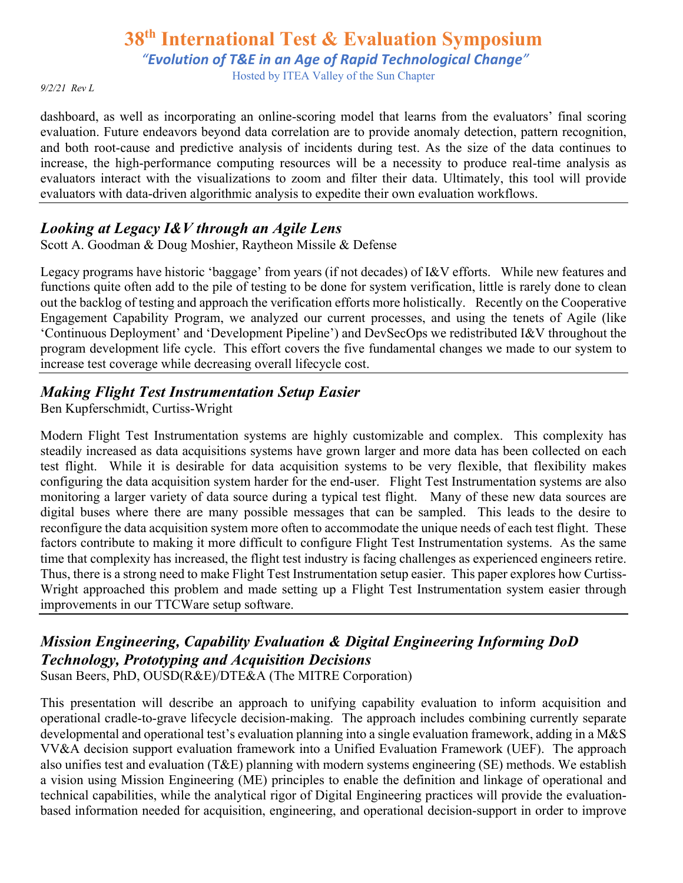dashboard, as well as incorporating an online-scoring model that learns from the evaluators' final scoring evaluation. Future endeavors beyond data correlation are to provide anomaly detection, pattern recognition, and both root-cause and predictive analysis of incidents during test. As the size of the data continues to increase, the high-performance computing resources will be a necessity to produce real-time analysis as evaluators interact with the visualizations to zoom and filter their data. Ultimately, this tool will provide evaluators with data-driven algorithmic analysis to expedite their own evaluation workflows.

---

## *Looking at Legacy I&V through an Agile Lens*

Scott A. Goodman & Doug Moshier, Raytheon Missile & Defense

Legacy programs have historic 'baggage' from years (if not decades) of I&V efforts. While new features and functions quite often add to the pile of testing to be done for system verification, little is rarely done to clean out the backlog of testing and approach the verification efforts more holistically. Recently on the Cooperative Engagement Capability Program, we analyzed our current processes, and using the tenets of Agile (like 'Continuous Deployment' and 'Development Pipeline') and DevSecOps we redistributed I&V throughout the program development life cycle. This effort covers the five fundamental changes we made to our system to increase test coverage while decreasing overall lifecycle cost.

---

## *Making Flight Test Instrumentation Setup Easier*

Ben Kupferschmidt, Curtiss-Wright

Modern Flight Test Instrumentation systems are highly customizable and complex. This complexity has steadily increased as data acquisitions systems have grown larger and more data has been collected on each test flight. While it is desirable for data acquisition systems to be very flexible, that flexibility makes configuring the data acquisition system harder for the end-user. Flight Test Instrumentation systems are also monitoring a larger variety of data source during a typical test flight. Many of these new data sources are digital buses where there are many possible messages that can be sampled. This leads to the desire to reconfigure the data acquisition system more often to accommodate the unique needs of each test flight. These factors contribute to making it more difficult to configure Flight Test Instrumentation systems. As the same time that complexity has increased, the flight test industry is facing challenges as experienced engineers retire. Thus, there is a strong need to make Flight Test Instrumentation setup easier. This paper explores how Curtiss-Wright approached this problem and made setting up a Flight Test Instrumentation system easier through improvements in our TTCWare setup software.

---

## *Mission Engineering, Capability Evaluation & Digital Engineering Informing DoD Technology, Prototyping and Acquisition Decisions*

Susan Beers, PhD, OUSD(R&E)/DTE&A (The MITRE Corporation)

This presentation will describe an approach to unifying capability evaluation to inform acquisition and operational cradle-to-grave lifecycle decision-making. The approach includes combining currently separate developmental and operational test's evaluation planning into a single evaluation framework, adding in a M&S VV&A decision support evaluation framework into a Unified Evaluation Framework (UEF). The approach also unifies test and evaluation (T&E) planning with modern systems engineering (SE) methods. We establish a vision using Mission Engineering (ME) principles to enable the definition and linkage of operational and technical capabilities, while the analytical rigor of Digital Engineering practices will provide the evaluation-based information needed for acquisition, engineering, and operational decision-support in order to improve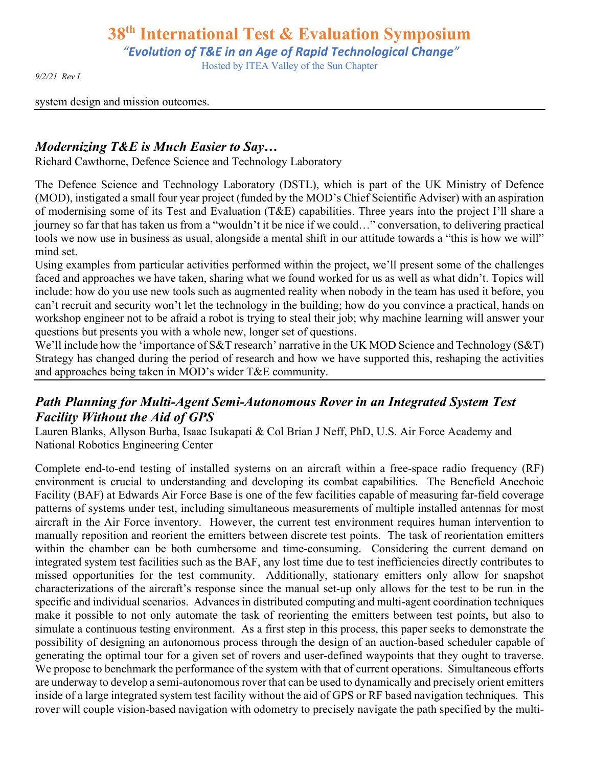system design and mission outcomes.

---

## *Modernizing T&E is Much Easier to Say…*

Richard Cawthorne, Defence Science and Technology Laboratory

The Defence Science and Technology Laboratory (DSTL), which is part of the UK Ministry of Defence (MOD), instigated a small four year project (funded by the MOD's Chief Scientific Adviser) with an aspiration of modernising some of its Test and Evaluation (T&E) capabilities. Three years into the project I'll share a journey so far that has taken us from a "wouldn't it be nice if we could…" conversation, to delivering practical tools we now use in business as usual, alongside a mental shift in our attitude towards a "this is how we will" mind set.

Using examples from particular activities performed within the project, we'll present some of the challenges faced and approaches we have taken, sharing what we found worked for us as well as what didn't. Topics will include: how do you use new tools such as augmented reality when nobody in the team has used it before, you can't recruit and security won't let the technology in the building; how do you convince a practical, hands on workshop engineer not to be afraid a robot is trying to steal their job; why machine learning will answer your questions but presents you with a whole new, longer set of questions.

We'll include how the 'importance of S&T research' narrative in the UK MOD Science and Technology (S&T) Strategy has changed during the period of research and how we have supported this, reshaping the activities and approaches being taken in MOD's wider T&E community.

---

## *Path Planning for Multi-Agent Semi-Autonomous Rover in an Integrated System Test Facility Without the Aid of GPS*

Lauren Blanks, Allyson Burba, Isaac Isukapati & Col Brian J Neff, PhD, U.S. Air Force Academy and National Robotics Engineering Center

Complete end-to-end testing of installed systems on an aircraft within a free-space radio frequency (RF) environment is crucial to understanding and developing its combat capabilities. The Benefield Anechoic Facility (BAF) at Edwards Air Force Base is one of the few facilities capable of measuring far-field coverage patterns of systems under test, including simultaneous measurements of multiple installed antennas for most aircraft in the Air Force inventory. However, the current test environment requires human intervention to manually reposition and reorient the emitters between discrete test points. The task of reorientation emitters within the chamber can be both cumbersome and time-consuming. Considering the current demand on integrated system test facilities such as the BAF, any lost time due to test inefficiencies directly contributes to missed opportunities for the test community. Additionally, stationary emitters only allow for snapshot characterizations of the aircraft's response since the manual set-up only allows for the test to be run in the specific and individual scenarios. Advances in distributed computing and multi-agent coordination techniques make it possible to not only automate the task of reorienting the emitters between test points, but also to simulate a continuous testing environment. As a first step in this process, this paper seeks to demonstrate the possibility of designing an autonomous process through the design of an auction-based scheduler capable of generating the optimal tour for a given set of rovers and user-defined waypoints that they ought to traverse. We propose to benchmark the performance of the system with that of current operations. Simultaneous efforts are underway to develop a semi-autonomous rover that can be used to dynamically and precisely orient emitters inside of a large integrated system test facility without the aid of GPS or RF based navigation techniques. This rover will couple vision-based navigation with odometry to precisely navigate the path specified by the multi-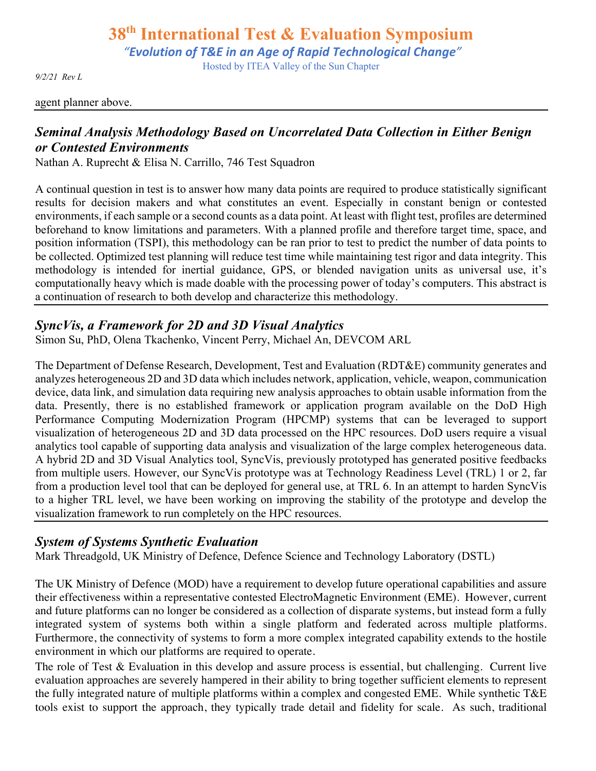agent planner above.

### *Seminal Analysis Methodology Based on Uncorrelated Data Collection in Either Benign or Contested Environments*

Nathan A. Ruprecht & Elisa N. Carrillo, 746 Test Squadron

A continual question in test is to answer how many data points are required to produce statistically significant results for decision makers and what constitutes an event. Especially in constant benign or contested environments, if each sample or a second counts as a data point. At least with flight test, profiles are determined beforehand to know limitations and parameters. With a planned profile and therefore target time, space, and position information (TSPI), this methodology can be ran prior to test to predict the number of data points to be collected. Optimized test planning will reduce test time while maintaining test rigor and data integrity. This methodology is intended for inertial guidance, GPS, or blended navigation units as universal use, it's computationally heavy which is made doable with the processing power of today's computers. This abstract is a continuation of research to both develop and characterize this methodology.

### *SyncVis, a Framework for 2D and 3D Visual Analytics*

Simon Su, PhD, Olena Tkachenko, Vincent Perry, Michael An, DEVCOM ARL

The Department of Defense Research, Development, Test and Evaluation (RDT&E) community generates and analyzes heterogeneous 2D and 3D data which includes network, application, vehicle, weapon, communication device, data link, and simulation data requiring new analysis approaches to obtain usable information from the data. Presently, there is no established framework or application program available on the DoD High Performance Computing Modernization Program (HPCMP) systems that can be leveraged to support visualization of heterogeneous 2D and 3D data processed on the HPC resources. DoD users require a visual analytics tool capable of supporting data analysis and visualization of the large complex heterogeneous data. A hybrid 2D and 3D Visual Analytics tool, SyncVis, previously prototyped has generated positive feedbacks from multiple users. However, our SyncVis prototype was at Technology Readiness Level (TRL) 1 or 2, far from a production level tool that can be deployed for general use, at TRL 6. In an attempt to harden SyncVis to a higher TRL level, we have been working on improving the stability of the prototype and develop the visualization framework to run completely on the HPC resources.

### *System of Systems Synthetic Evaluation*

Mark Threadgold, UK Ministry of Defence, Defence Science and Technology Laboratory (DSTL)

The UK Ministry of Defence (MOD) have a requirement to develop future operational capabilities and assure their effectiveness within a representative contested ElectroMagnetic Environment (EME). However, current and future platforms can no longer be considered as a collection of disparate systems, but instead form a fully integrated system of systems both within a single platform and federated across multiple platforms. Furthermore, the connectivity of systems to form a more complex integrated capability extends to the hostile environment in which our platforms are required to operate.

The role of Test & Evaluation in this develop and assure process is essential, but challenging. Current live evaluation approaches are severely hampered in their ability to bring together sufficient elements to represent the fully integrated nature of multiple platforms within a complex and congested EME. While synthetic T&E tools exist to support the approach, they typically trade detail and fidelity for scale. As such, traditional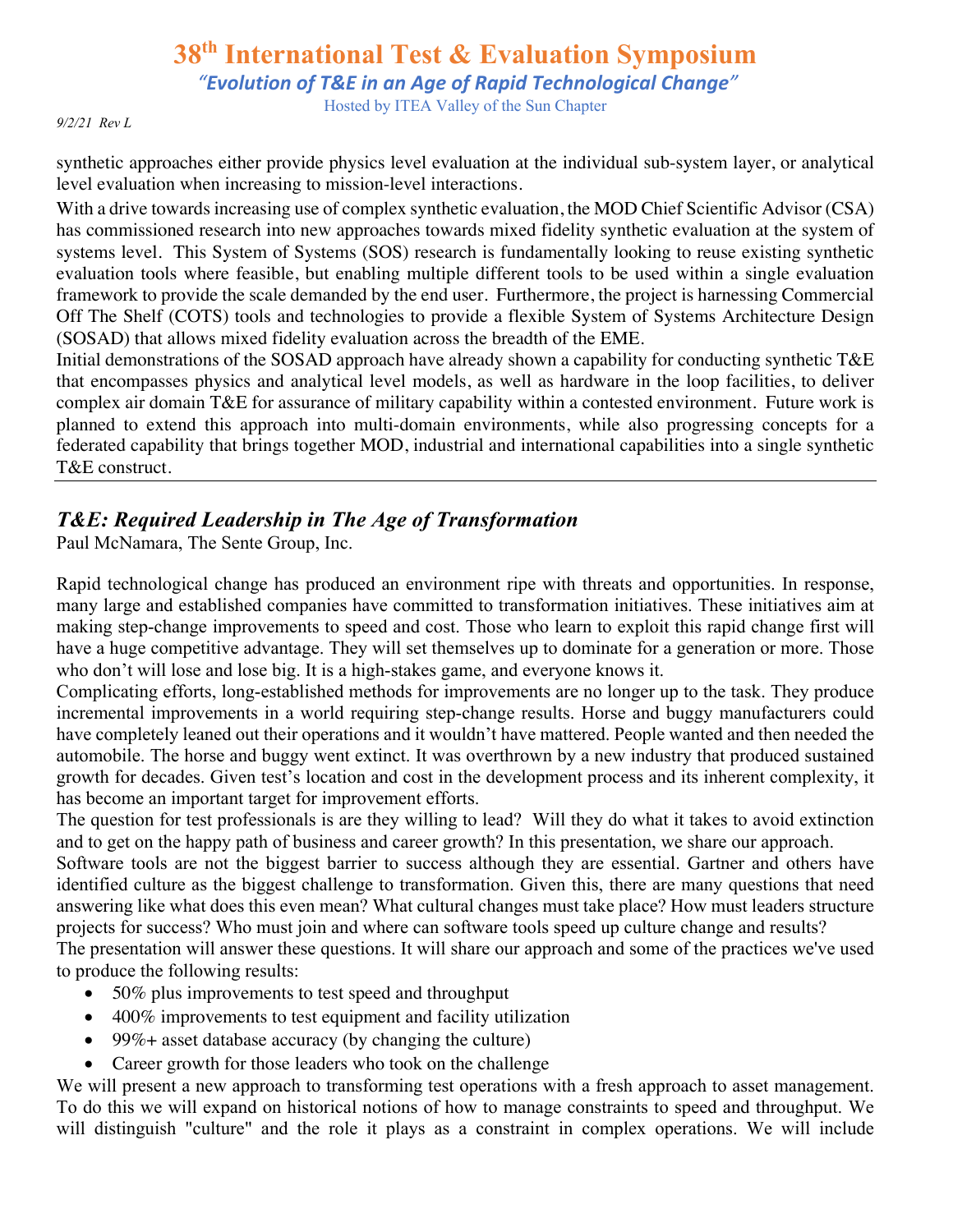synthetic approaches either provide physics level evaluation at the individual sub-system layer, or analytical level evaluation when increasing to mission-level interactions.

With a drive towards increasing use of complex synthetic evaluation, the MOD Chief Scientific Advisor (CSA) has commissioned research into new approaches towards mixed fidelity synthetic evaluation at the system of systems level. This System of Systems (SOS) research is fundamentally looking to reuse existing synthetic evaluation tools where feasible, but enabling multiple different tools to be used within a single evaluation framework to provide the scale demanded by the end user. Furthermore, the project is harnessing Commercial Off The Shelf (COTS) tools and technologies to provide a flexible System of Systems Architecture Design (SOSAD) that allows mixed fidelity evaluation across the breadth of the EME.

Initial demonstrations of the SOSAD approach have already shown a capability for conducting synthetic T&E that encompasses physics and analytical level models, as well as hardware in the loop facilities, to deliver complex air domain T&E for assurance of military capability within a contested environment. Future work is planned to extend this approach into multi-domain environments, while also progressing concepts for a federated capability that brings together MOD, industrial and international capabilities into a single synthetic T&E construct.

---

## *T&E: Required Leadership in The Age of Transformation*

Paul McNamara, The Sente Group, Inc.

Rapid technological change has produced an environment ripe with threats and opportunities. In response, many large and established companies have committed to transformation initiatives. These initiatives aim at making step-change improvements to speed and cost. Those who learn to exploit this rapid change first will have a huge competitive advantage. They will set themselves up to dominate for a generation or more. Those who don't will lose and lose big. It is a high-stakes game, and everyone knows it.

Complicating efforts, long-established methods for improvements are no longer up to the task. They produce incremental improvements in a world requiring step-change results. Horse and buggy manufacturers could have completely leaned out their operations and it wouldn't have mattered. People wanted and then needed the automobile. The horse and buggy went extinct. It was overthrown by a new industry that produced sustained growth for decades. Given test's location and cost in the development process and its inherent complexity, it has become an important target for improvement efforts.

The question for test professionals is are they willing to lead? Will they do what it takes to avoid extinction and to get on the happy path of business and career growth? In this presentation, we share our approach.

Software tools are not the biggest barrier to success although they are essential. Gartner and others have identified culture as the biggest challenge to transformation. Given this, there are many questions that need answering like what does this even mean? What cultural changes must take place? How must leaders structure projects for success? Who must join and where can software tools speed up culture change and results?

The presentation will answer these questions. It will share our approach and some of the practices we've used to produce the following results:

- 50% plus improvements to test speed and throughput
- 400% improvements to test equipment and facility utilization
- 99%+ asset database accuracy (by changing the culture)
- Career growth for those leaders who took on the challenge

We will present a new approach to transforming test operations with a fresh approach to asset management. To do this we will expand on historical notions of how to manage constraints to speed and throughput. We will distinguish "culture" and the role it plays as a constraint in complex operations. We will include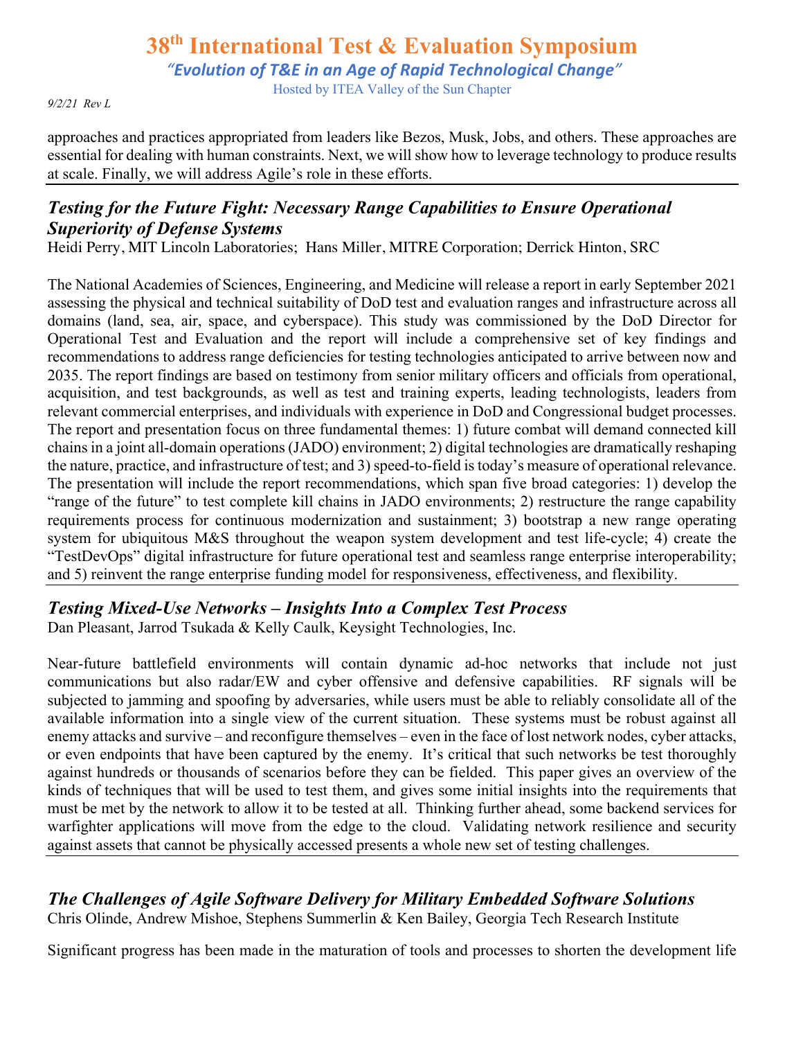approaches and practices appropriated from leaders like Bezos, Musk, Jobs, and others. These approaches are essential for dealing with human constraints. Next, we will show how to leverage technology to produce results at scale. Finally, we will address Agile's role in these efforts.

### *Testing for the Future Fight: Necessary Range Capabilities to Ensure Operational Superiority of Defense Systems*

Heidi Perry, MIT Lincoln Laboratories; Hans Miller, MITRE Corporation; Derrick Hinton, SRC

The National Academies of Sciences, Engineering, and Medicine will release a report in early September 2021 assessing the physical and technical suitability of DoD test and evaluation ranges and infrastructure across all domains (land, sea, air, space, and cyberspace). This study was commissioned by the DoD Director for Operational Test and Evaluation and the report will include a comprehensive set of key findings and recommendations to address range deficiencies for testing technologies anticipated to arrive between now and 2035. The report findings are based on testimony from senior military officers and officials from operational, acquisition, and test backgrounds, as well as test and training experts, leading technologists, leaders from relevant commercial enterprises, and individuals with experience in DoD and Congressional budget processes. The report and presentation focus on three fundamental themes: 1) future combat will demand connected kill chains in a joint all-domain operations (JADO) environment; 2) digital technologies are dramatically reshaping the nature, practice, and infrastructure of test; and 3) speed-to-field is today's measure of operational relevance. The presentation will include the report recommendations, which span five broad categories: 1) develop the "range of the future" to test complete kill chains in JADO environments; 2) restructure the range capability requirements process for continuous modernization and sustainment; 3) bootstrap a new range operating system for ubiquitous M&S throughout the weapon system development and test life-cycle; 4) create the "TestDevOps" digital infrastructure for future operational test and seamless range enterprise interoperability; and 5) reinvent the range enterprise funding model for responsiveness, effectiveness, and flexibility.

### *Testing Mixed-Use Networks – Insights Into a Complex Test Process*

Dan Pleasant, Jarrod Tsukada & Kelly Caulk, Keysight Technologies, Inc.

Near-future battlefield environments will contain dynamic ad-hoc networks that include not just communications but also radar/EW and cyber offensive and defensive capabilities. RF signals will be subjected to jamming and spoofing by adversaries, while users must be able to reliably consolidate all of the available information into a single view of the current situation. These systems must be robust against all enemy attacks and survive – and reconfigure themselves – even in the face of lost network nodes, cyber attacks, or even endpoints that have been captured by the enemy. It's critical that such networks be test thoroughly against hundreds or thousands of scenarios before they can be fielded. This paper gives an overview of the kinds of techniques that will be used to test them, and gives some initial insights into the requirements that must be met by the network to allow it to be tested at all. Thinking further ahead, some backend services for warfighter applications will move from the edge to the cloud. Validating network resilience and security against assets that cannot be physically accessed presents a whole new set of testing challenges.

### *The Challenges of Agile Software Delivery for Military Embedded Software Solutions*

Chris Olinde, Andrew Mishoe, Stephens Summerlin & Ken Bailey, Georgia Tech Research Institute

Significant progress has been made in the maturation of tools and processes to shorten the development life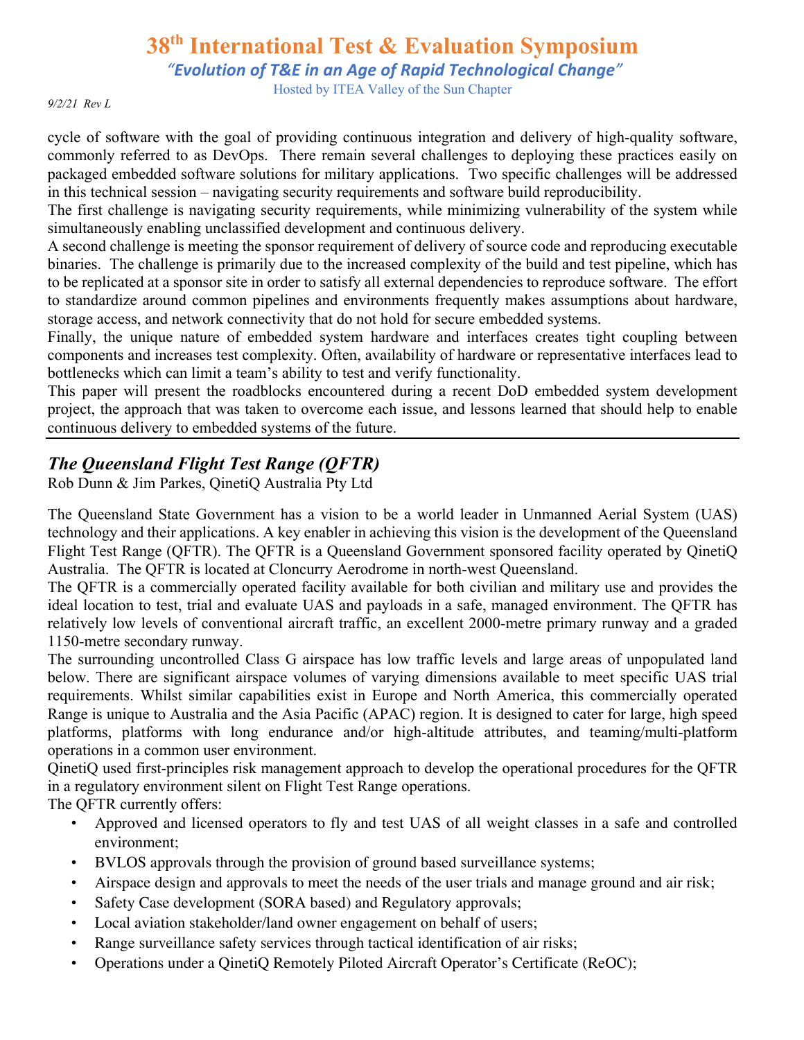cycle of software with the goal of providing continuous integration and delivery of high-quality software, commonly referred to as DevOps. There remain several challenges to deploying these practices easily on packaged embedded software solutions for military applications. Two specific challenges will be addressed in this technical session – navigating security requirements and software build reproducibility.

The first challenge is navigating security requirements, while minimizing vulnerability of the system while simultaneously enabling unclassified development and continuous delivery.

A second challenge is meeting the sponsor requirement of delivery of source code and reproducing executable binaries. The challenge is primarily due to the increased complexity of the build and test pipeline, which has to be replicated at a sponsor site in order to satisfy all external dependencies to reproduce software. The effort to standardize around common pipelines and environments frequently makes assumptions about hardware, storage access, and network connectivity that do not hold for secure embedded systems.

Finally, the unique nature of embedded system hardware and interfaces creates tight coupling between components and increases test complexity. Often, availability of hardware or representative interfaces lead to bottlenecks which can limit a team's ability to test and verify functionality.

This paper will present the roadblocks encountered during a recent DoD embedded system development project, the approach that was taken to overcome each issue, and lessons learned that should help to enable continuous delivery to embedded systems of the future.

---

## *The Queensland Flight Test Range (QFTR)*

Rob Dunn & Jim Parkes, QinetiQ Australia Pty Ltd

The Queensland State Government has a vision to be a world leader in Unmanned Aerial System (UAS) technology and their applications. A key enabler in achieving this vision is the development of the Queensland Flight Test Range (QFTR). The QFTR is a Queensland Government sponsored facility operated by QinetiQ Australia. The QFTR is located at Cloncurry Aerodrome in north-west Queensland.

The QFTR is a commercially operated facility available for both civilian and military use and provides the ideal location to test, trial and evaluate UAS and payloads in a safe, managed environment. The QFTR has relatively low levels of conventional aircraft traffic, an excellent 2000-metre primary runway and a graded 1150-metre secondary runway.

The surrounding uncontrolled Class G airspace has low traffic levels and large areas of unpopulated land below. There are significant airspace volumes of varying dimensions available to meet specific UAS trial requirements. Whilst similar capabilities exist in Europe and North America, this commercially operated Range is unique to Australia and the Asia Pacific (APAC) region. It is designed to cater for large, high speed platforms, platforms with long endurance and/or high-altitude attributes, and teaming/multi-platform operations in a common user environment.

QinetiQ used first-principles risk management approach to develop the operational procedures for the QFTR in a regulatory environment silent on Flight Test Range operations.

The QFTR currently offers:

- Approved and licensed operators to fly and test UAS of all weight classes in a safe and controlled environment;
- BVLOS approvals through the provision of ground based surveillance systems;
- Airspace design and approvals to meet the needs of the user trials and manage ground and air risk;
- Safety Case development (SORA based) and Regulatory approvals;
- Local aviation stakeholder/land owner engagement on behalf of users;
- Range surveillance safety services through tactical identification of air risks;
- Operations under a QinetiQ Remotely Piloted Aircraft Operator's Certificate (ReOC);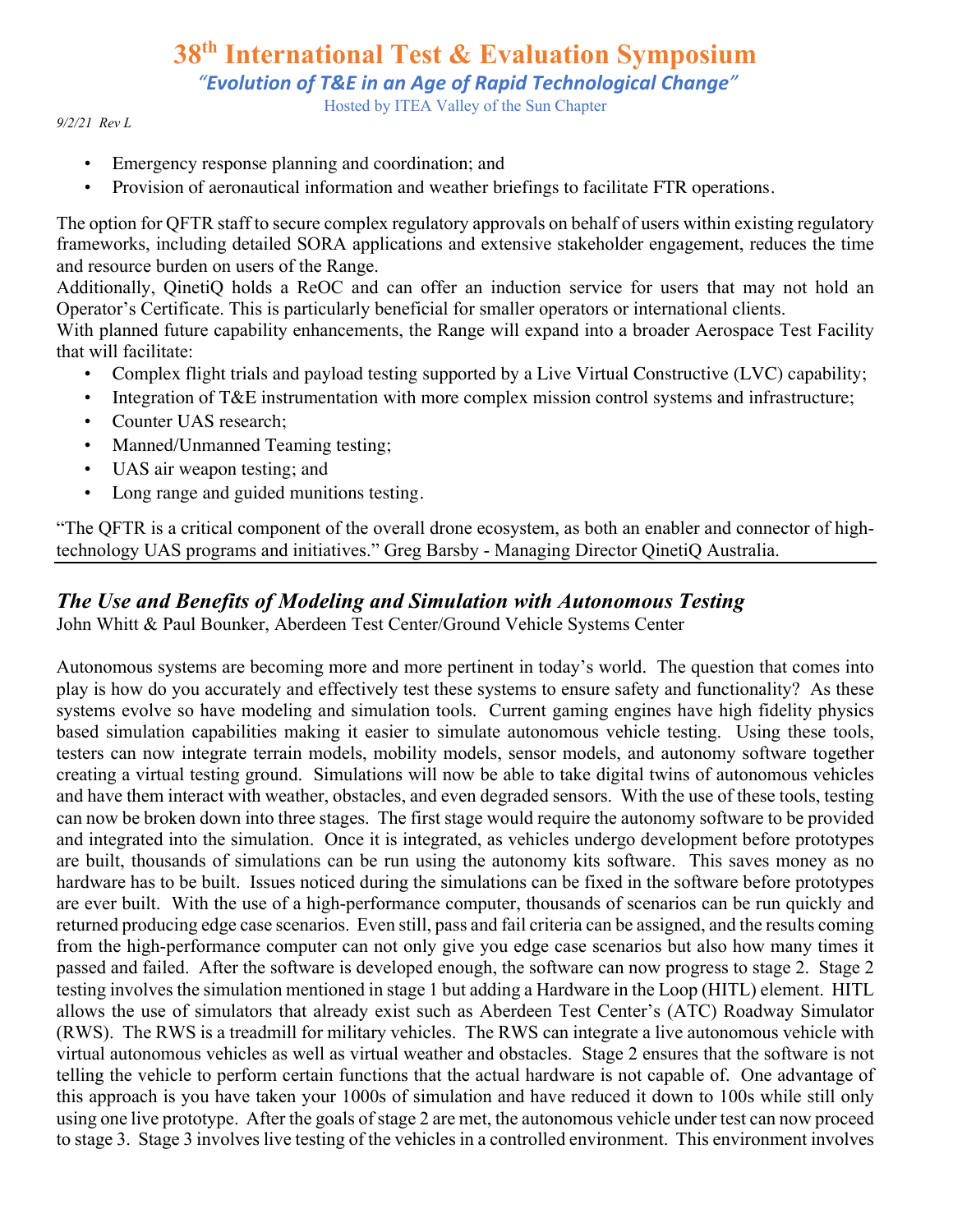- Emergency response planning and coordination; and
- Provision of aeronautical information and weather briefings to facilitate FTR operations.

The option for QFTR staff to secure complex regulatory approvals on behalf of users within existing regulatory frameworks, including detailed SORA applications and extensive stakeholder engagement, reduces the time and resource burden on users of the Range.

Additionally, QinetiQ holds a ReOC and can offer an induction service for users that may not hold an Operator's Certificate. This is particularly beneficial for smaller operators or international clients.

With planned future capability enhancements, the Range will expand into a broader Aerospace Test Facility that will facilitate:

- Complex flight trials and payload testing supported by a Live Virtual Constructive (LVC) capability;
- Integration of T&E instrumentation with more complex mission control systems and infrastructure;
- Counter UAS research;
- Manned/Unmanned Teaming testing;
- UAS air weapon testing; and
- Long range and guided munitions testing.

"The QFTR is a critical component of the overall drone ecosystem, as both an enabler and connector of high-technology UAS programs and initiatives." Greg Barsby - Managing Director QinetiQ Australia.

---

## *The Use and Benefits of Modeling and Simulation with Autonomous Testing*

John Whitt & Paul Bounker, Aberdeen Test Center/Ground Vehicle Systems Center

Autonomous systems are becoming more and more pertinent in today's world. The question that comes into play is how do you accurately and effectively test these systems to ensure safety and functionality? As these systems evolve so have modeling and simulation tools. Current gaming engines have high fidelity physics based simulation capabilities making it easier to simulate autonomous vehicle testing. Using these tools, testers can now integrate terrain models, mobility models, sensor models, and autonomy software together creating a virtual testing ground. Simulations will now be able to take digital twins of autonomous vehicles and have them interact with weather, obstacles, and even degraded sensors. With the use of these tools, testing can now be broken down into three stages. The first stage would require the autonomy software to be provided and integrated into the simulation. Once it is integrated, as vehicles undergo development before prototypes are built, thousands of simulations can be run using the autonomy kits software. This saves money as no hardware has to be built. Issues noticed during the simulations can be fixed in the software before prototypes are ever built. With the use of a high-performance computer, thousands of scenarios can be run quickly and returned producing edge case scenarios. Even still, pass and fail criteria can be assigned, and the results coming from the high-performance computer can not only give you edge case scenarios but also how many times it passed and failed. After the software is developed enough, the software can now progress to stage 2. Stage 2 testing involves the simulation mentioned in stage 1 but adding a Hardware in the Loop (HITL) element. HITL allows the use of simulators that already exist such as Aberdeen Test Center's (ATC) Roadway Simulator (RWS). The RWS is a treadmill for military vehicles. The RWS can integrate a live autonomous vehicle with virtual autonomous vehicles as well as virtual weather and obstacles. Stage 2 ensures that the software is not telling the vehicle to perform certain functions that the actual hardware is not capable of. One advantage of this approach is you have taken your 1000s of simulation and have reduced it down to 100s while still only using one live prototype. After the goals of stage 2 are met, the autonomous vehicle under test can now proceed to stage 3. Stage 3 involves live testing of the vehicles in a controlled environment. This environment involves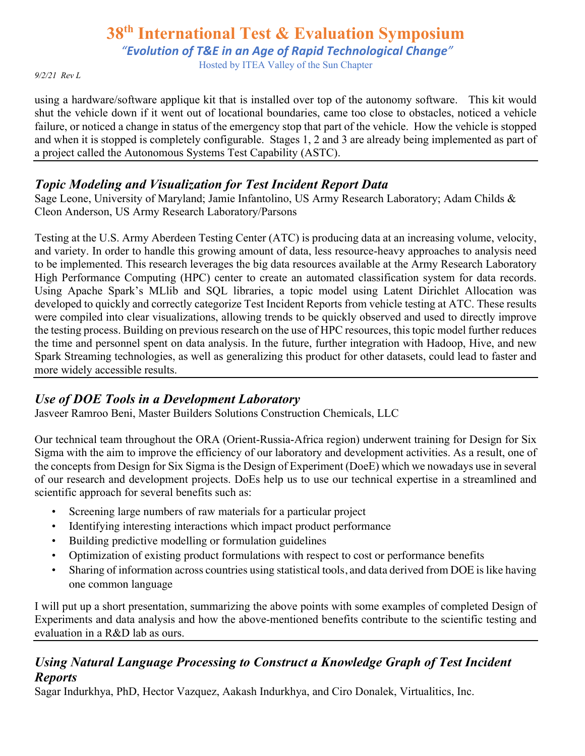using a hardware/software applique kit that is installed over top of the autonomy software. This kit would shut the vehicle down if it went out of locational boundaries, came too close to obstacles, noticed a vehicle failure, or noticed a change in status of the emergency stop that part of the vehicle. How the vehicle is stopped and when it is stopped is completely configurable. Stages 1, 2 and 3 are already being implemented as part of a project called the Autonomous Systems Test Capability (ASTC).

---

## *Topic Modeling and Visualization for Test Incident Report Data*

Sage Leone, University of Maryland; Jamie Infantolino, US Army Research Laboratory; Adam Childs & Cleon Anderson, US Army Research Laboratory/Parsons

Testing at the U.S. Army Aberdeen Testing Center (ATC) is producing data at an increasing volume, velocity, and variety. In order to handle this growing amount of data, less resource-heavy approaches to analysis need to be implemented. This research leverages the big data resources available at the Army Research Laboratory High Performance Computing (HPC) center to create an automated classification system for data records. Using Apache Spark's MLlib and SQL libraries, a topic model using Latent Dirichlet Allocation was developed to quickly and correctly categorize Test Incident Reports from vehicle testing at ATC. These results were compiled into clear visualizations, allowing trends to be quickly observed and used to directly improve the testing process. Building on previous research on the use of HPC resources, this topic model further reduces the time and personnel spent on data analysis. In the future, further integration with Hadoop, Hive, and new Spark Streaming technologies, as well as generalizing this product for other datasets, could lead to faster and more widely accessible results.

---

## *Use of DOE Tools in a Development Laboratory*

Jasveer Ramroo Beni, Master Builders Solutions Construction Chemicals, LLC

Our technical team throughout the ORA (Orient-Russia-Africa region) underwent training for Design for Six Sigma with the aim to improve the efficiency of our laboratory and development activities. As a result, one of the concepts from Design for Six Sigma is the Design of Experiment (DoeE) which we nowadays use in several of our research and development projects. DoEs help us to use our technical expertise in a streamlined and scientific approach for several benefits such as:

- Screening large numbers of raw materials for a particular project
- Identifying interesting interactions which impact product performance
- Building predictive modelling or formulation guidelines
- Optimization of existing product formulations with respect to cost or performance benefits
- Sharing of information across countries using statistical tools, and data derived from DOE is like having one common language

I will put up a short presentation, summarizing the above points with some examples of completed Design of Experiments and data analysis and how the above-mentioned benefits contribute to the scientific testing and evaluation in a R&D lab as ours.

---

## *Using Natural Language Processing to Construct a Knowledge Graph of Test Incident Reports*

Sagar Indurkhya, PhD, Hector Vazquez, Aakash Indurkhya, and Ciro Donalek, Virtualitics, Inc.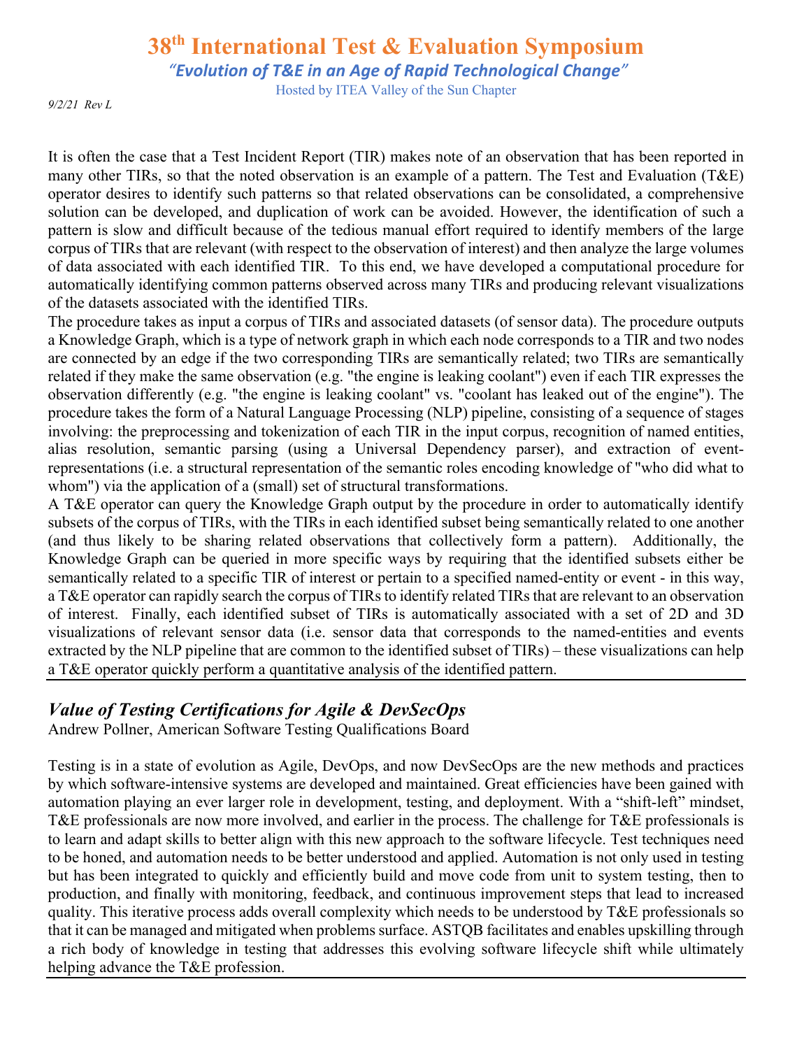It is often the case that a Test Incident Report (TIR) makes note of an observation that has been reported in many other TIRs, so that the noted observation is an example of a pattern. The Test and Evaluation (T&E) operator desires to identify such patterns so that related observations can be consolidated, a comprehensive solution can be developed, and duplication of work can be avoided. However, the identification of such a pattern is slow and difficult because of the tedious manual effort required to identify members of the large corpus of TIRs that are relevant (with respect to the observation of interest) and then analyze the large volumes of data associated with each identified TIR. To this end, we have developed a computational procedure for automatically identifying common patterns observed across many TIRs and producing relevant visualizations of the datasets associated with the identified TIRs.

The procedure takes as input a corpus of TIRs and associated datasets (of sensor data). The procedure outputs a Knowledge Graph, which is a type of network graph in which each node corresponds to a TIR and two nodes are connected by an edge if the two corresponding TIRs are semantically related; two TIRs are semantically related if they make the same observation (e.g. "the engine is leaking coolant") even if each TIR expresses the observation differently (e.g. "the engine is leaking coolant" vs. "coolant has leaked out of the engine"). The procedure takes the form of a Natural Language Processing (NLP) pipeline, consisting of a sequence of stages involving: the preprocessing and tokenization of each TIR in the input corpus, recognition of named entities, alias resolution, semantic parsing (using a Universal Dependency parser), and extraction of event-representations (i.e. a structural representation of the semantic roles encoding knowledge of "who did what to whom") via the application of a (small) set of structural transformations.

A T&E operator can query the Knowledge Graph output by the procedure in order to automatically identify subsets of the corpus of TIRs, with the TIRs in each identified subset being semantically related to one another (and thus likely to be sharing related observations that collectively form a pattern). Additionally, the Knowledge Graph can be queried in more specific ways by requiring that the identified subsets either be semantically related to a specific TIR of interest or pertain to a specified named-entity or event - in this way, a T&E operator can rapidly search the corpus of TIRs to identify related TIRs that are relevant to an observation of interest. Finally, each identified subset of TIRs is automatically associated with a set of 2D and 3D visualizations of relevant sensor data (i.e. sensor data that corresponds to the named-entities and events extracted by the NLP pipeline that are common to the identified subset of TIRs) – these visualizations can help a T&E operator quickly perform a quantitative analysis of the identified pattern.

---

## *Value of Testing Certifications for Agile & DevSecOps*

Andrew Pollner, American Software Testing Qualifications Board

Testing is in a state of evolution as Agile, DevOps, and now DevSecOps are the new methods and practices by which software-intensive systems are developed and maintained. Great efficiencies have been gained with automation playing an ever larger role in development, testing, and deployment. With a "shift-left" mindset, T&E professionals are now more involved, and earlier in the process. The challenge for T&E professionals is to learn and adapt skills to better align with this new approach to the software lifecycle. Test techniques need to be honed, and automation needs to be better understood and applied. Automation is not only used in testing but has been integrated to quickly and efficiently build and move code from unit to system testing, then to production, and finally with monitoring, feedback, and continuous improvement steps that lead to increased quality. This iterative process adds overall complexity which needs to be understood by T&E professionals so that it can be managed and mitigated when problems surface. ASTQB facilitates and enables upskilling through a rich body of knowledge in testing that addresses this evolving software lifecycle shift while ultimately helping advance the T&E profession.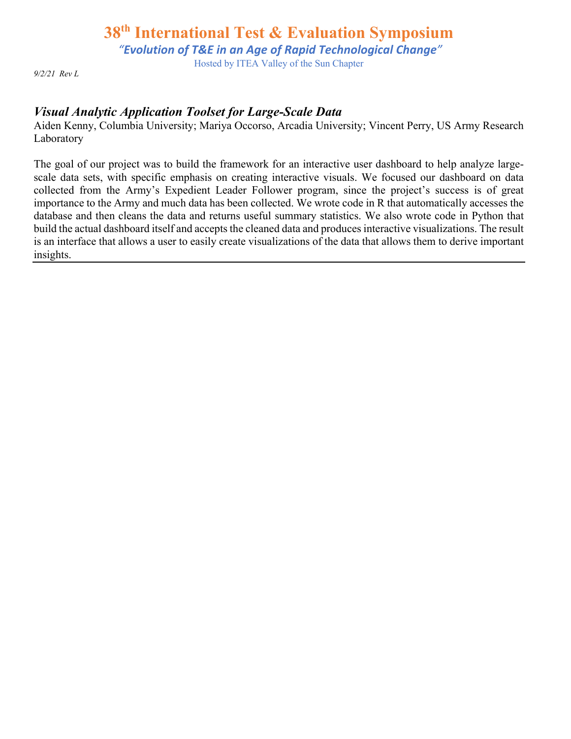### *Visual Analytic Application Toolset for Large-Scale Data*

Aiden Kenny, Columbia University; Mariya Occorso, Arcadia University; Vincent Perry, US Army Research Laboratory

The goal of our project was to build the framework for an interactive user dashboard to help analyze large-scale data sets, with specific emphasis on creating interactive visuals. We focused our dashboard on data collected from the Army's Expedient Leader Follower program, since the project's success is of great importance to the Army and much data has been collected. We wrote code in R that automatically accesses the database and then cleans the data and returns useful summary statistics. We also wrote code in Python that build the actual dashboard itself and accepts the cleaned data and produces interactive visualizations. The result is an interface that allows a user to easily create visualizations of the data that allows them to derive important insights.